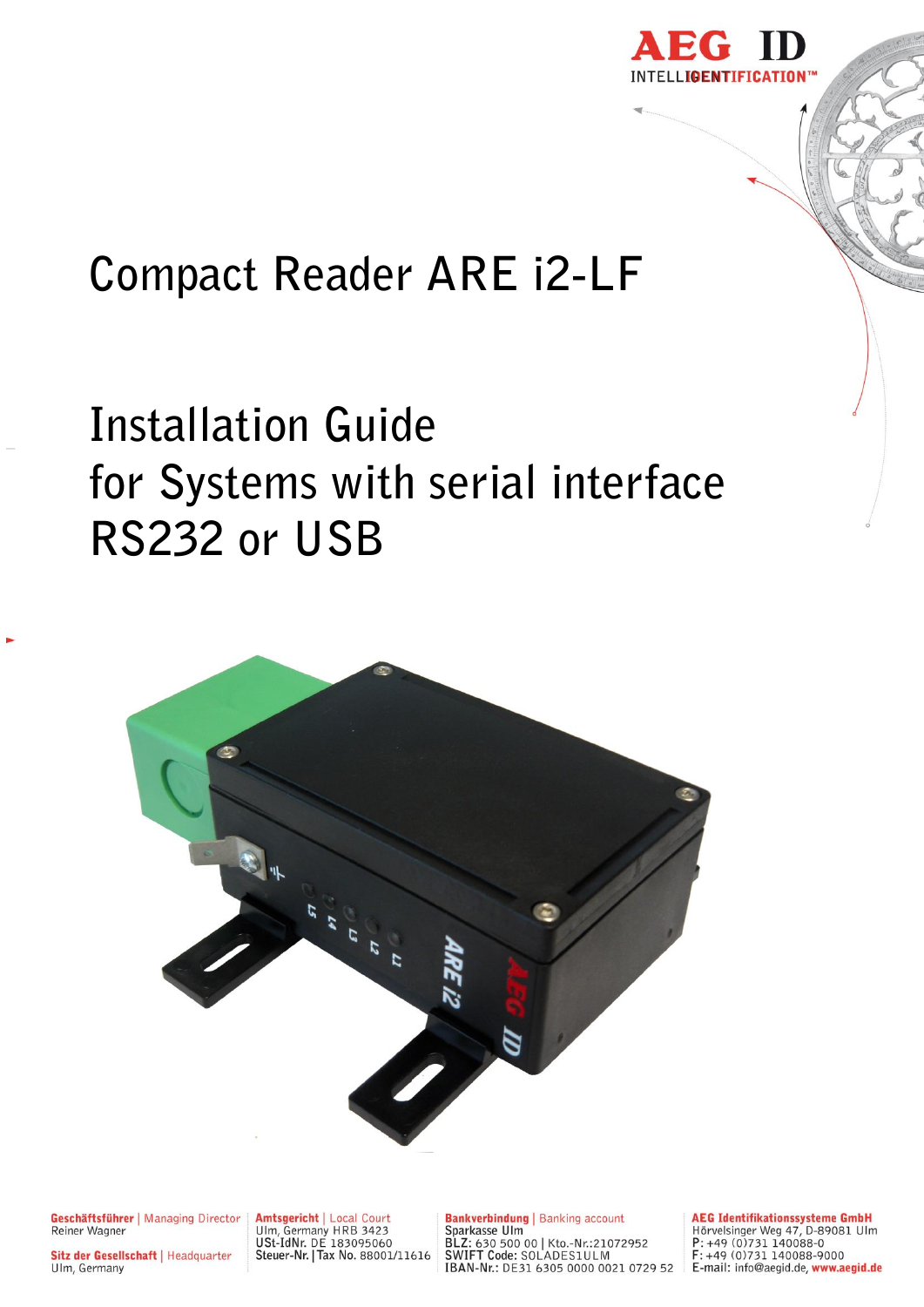AEG ID
INTELLIGENTIFICATION™

# Compact Reader ARE i2-LF

# Installation Guide
# for Systems with serial interface RS232 or USB

**Geschäftsführer** | Managing Director
Reiner Wagner

**Sitz der Gesellschaft** | Headquarter
Ulm, Germany

**Amtsgericht** | Local Court
Ulm, Germany HRB 3423
USt-IdNr. DE 183095060
Steuer-Nr. | Tax No. 88001/11616

**Bankverbindung** | Banking account
Sparkasse Ulm
BLZ: 630 500 00 | Kto.-Nr.:21072952
SWIFT Code: SOLADES1ULM
IBAN-Nr.: DE31 6305 0000 0021 0729 52

**AEG Identifikationssysteme GmbH**
Hörvelsinger Weg 47, D-89081 Ulm
P: +49 (0)731 140088-0
F: +49 (0)731 140088-9000
E-mail: info@aegid.de, **www.aegid.de**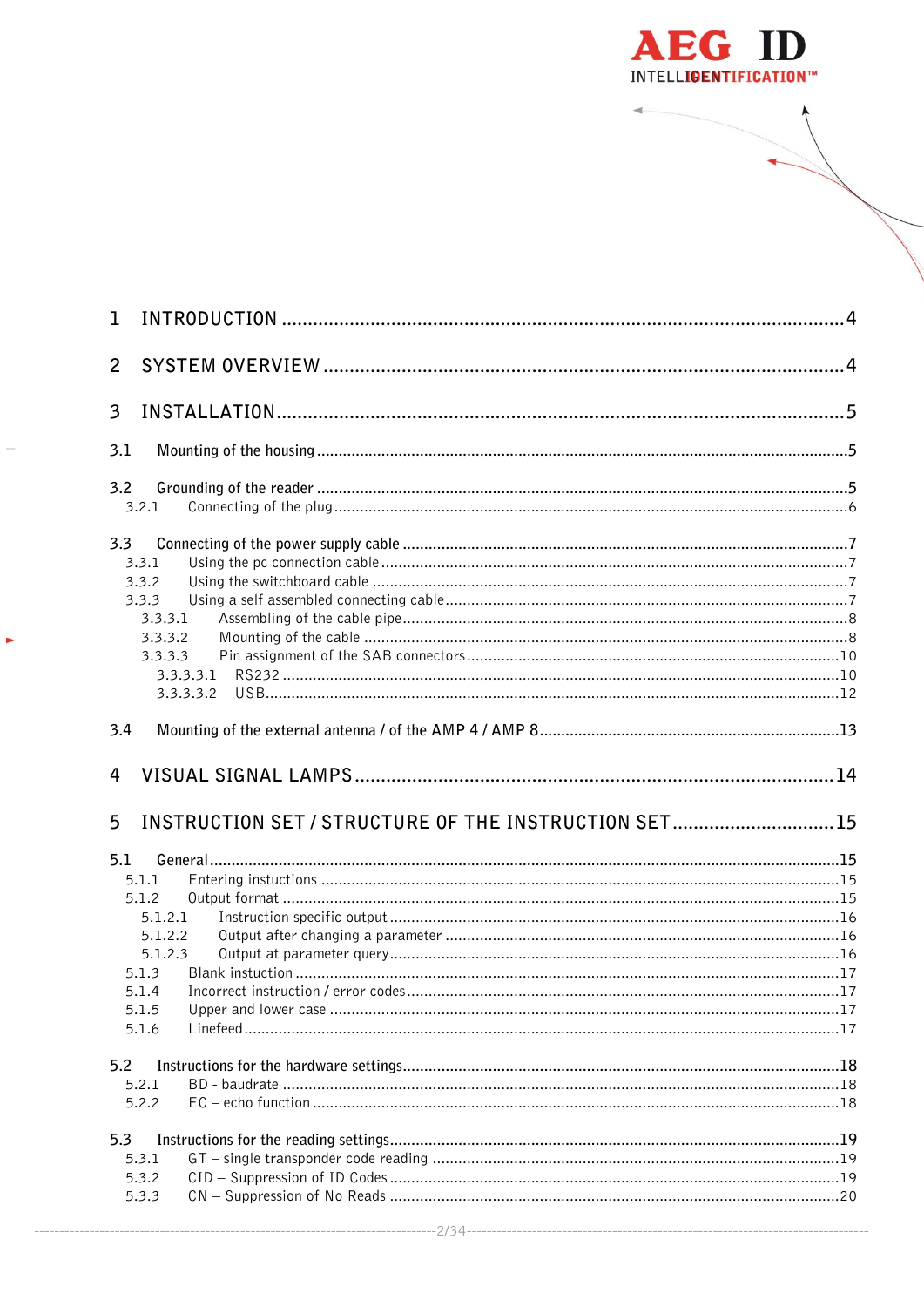1 INTRODUCTION ....................................................................................................4

2 SYSTEM OVERVIEW ..............................................................................................4

3 INSTALLATION.....................................................................................................5

3.1 Mounting of the housing ..........................................................................................5

3.2 Grounding of the reader ..........................................................................................5
  3.2.1 Connecting of the plug ........................................................................................6

3.3 Connecting of the power supply cable .......................................................................7
  3.3.1 Using the pc connection cable ...............................................................................7
  3.3.2 Using the switchboard cable ..................................................................................7
  3.3.3 Using a self assembled connecting cable ..................................................................7
    3.3.3.1 Assembling of the cable pipe ..........................................................................8
    3.3.3.2 Mounting of the cable ....................................................................................8
    3.3.3.3 Pin assignment of the SAB connectors .............................................................10
      3.3.3.3.1 RS232 .................................................................................................10
      3.3.3.3.2 USB.....................................................................................................12

3.4 Mounting of the external antenna / of the AMP 4 / AMP 8 .............................................13

4 VISUAL SIGNAL LAMPS ........................................................................................14

5 INSTRUCTION SET / STRUCTURE OF THE INSTRUCTION SET ...............................15

5.1 General ................................................................................................................15
  5.1.1 Entering intsructions ..........................................................................................15
  5.1.2 Output format ...................................................................................................15
    5.1.2.1 Instruction specific output .............................................................................16
    5.1.2.2 Output after changing a parameter .................................................................16
    5.1.2.3 Output at parameter query.............................................................................16
  5.1.3 Blank instruction ................................................................................................17
  5.1.4 Incorrect instruction / error codes.........................................................................17
  5.1.5 Upper and lower case ..........................................................................................17
  5.1.6 Linefeed.............................................................................................................17

5.2 Instructions for the hardware settings.......................................................................18
  5.2.1 BD - baudrate ....................................................................................................18
  5.2.2 EC – echo function ..............................................................................................18

5.3 Instructions for the reading settings..........................................................................19
  5.3.1 GT – single transponder code reading ....................................................................19
  5.3.2 CID – Suppression of ID Codes .............................................................................19
  5.3.3 CN – Suppression of No Reads ..............................................................................20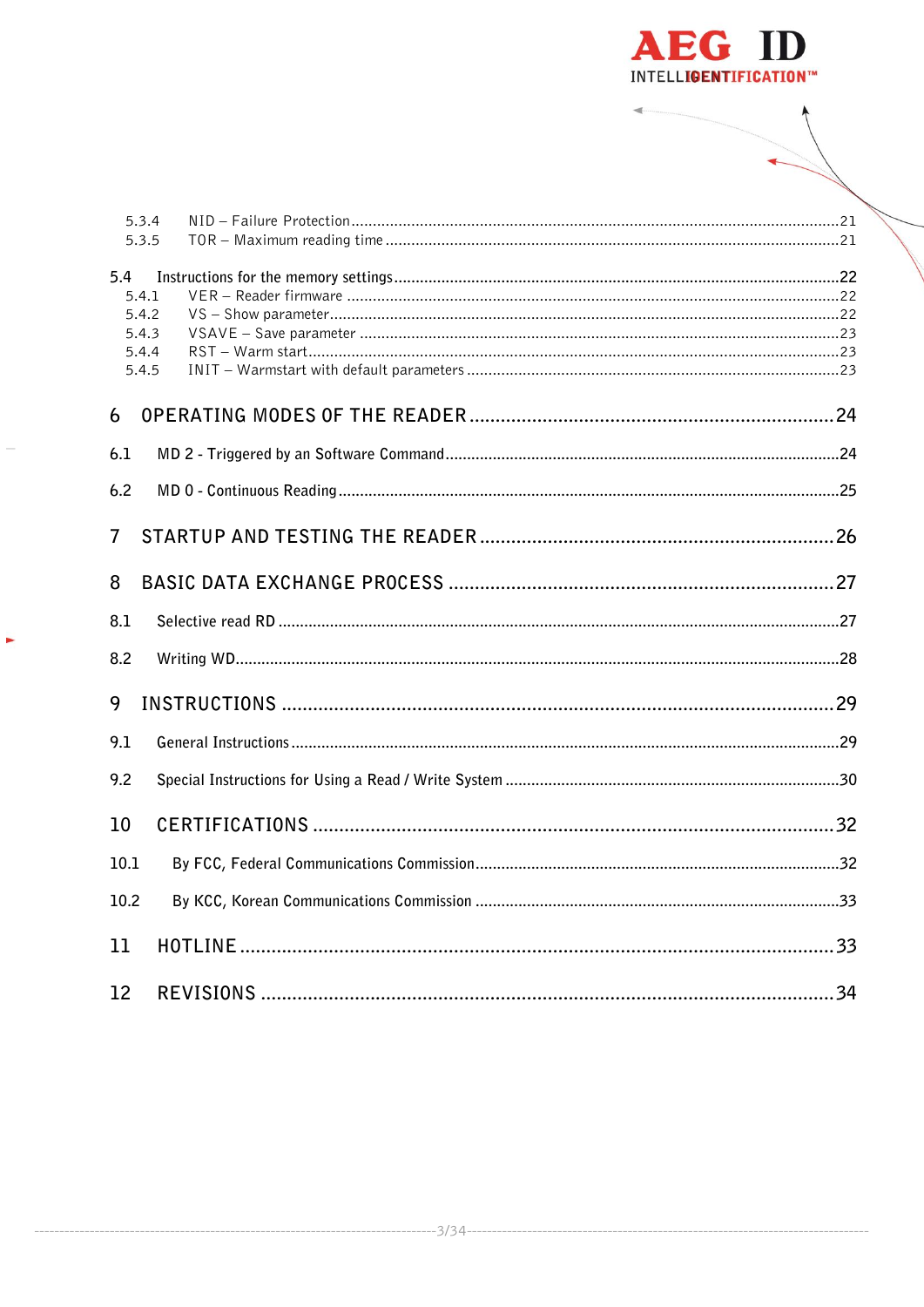5.3.4 NID – Failure Protection ....... 21
5.3.5 TOR – Maximum reading time ....... 21

5.4 Instructions for the memory settings ....... 22
5.4.1 VER – Reader firmware ....... 22
5.4.2 VS – Show parameter ....... 22
5.4.3 VSAVE – Save parameter ....... 23
5.4.4 RST – Warm start ....... 23
5.4.5 INIT – Warmstart with default parameters ....... 23

6 OPERATING MODES OF THE READER ....... 24

6.1 MD 2 - Triggered by an Software Command ....... 24

6.2 MD 0 - Continuous Reading ....... 25

7 STARTUP AND TESTING THE READER ....... 26

8 BASIC DATA EXCHANGE PROCESS ....... 27

8.1 Selective read RD ....... 27

8.2 Writing WD ....... 28

9 INSTRUCTIONS ....... 29

9.1 General Instructions ....... 29

9.2 Special Instructions for Using a Read / Write System ....... 30

10 CERTIFICATIONS ....... 32

10.1 By FCC, Federal Communications Commission ....... 32

10.2 By KCC, Korean Communications Commission ....... 33

11 HOTLINE ....... 33

12 REVISIONS ....... 34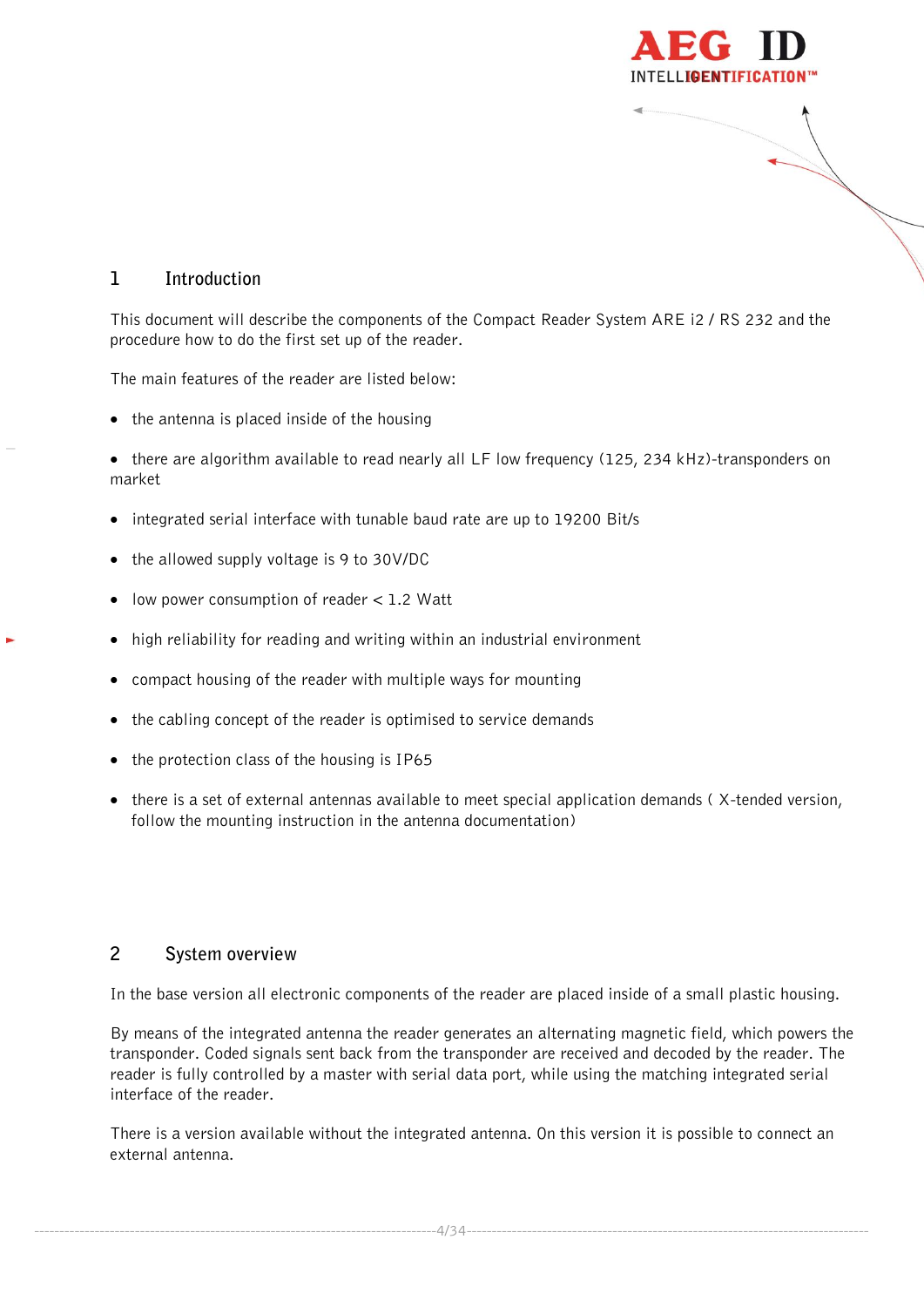# 1 Introduction

This document will describe the components of the Compact Reader System ARE i2 / RS 232 and the procedure how to do the first set up of the reader.

The main features of the reader are listed below:

- the antenna is placed inside of the housing
- there are algorithm available to read nearly all LF low frequency (125, 234 kHz)-transponders on market
- integrated serial interface with tunable baud rate are up to 19200 Bit/s
- the allowed supply voltage is 9 to 30V/DC
- low power consumption of reader < 1.2 Watt
- high reliability for reading and writing within an industrial environment
- compact housing of the reader with multiple ways for mounting
- the cabling concept of the reader is optimised to service demands
- the protection class of the housing is IP65
- there is a set of external antennas available to meet special application demands ( X-tended version, follow the mounting instruction in the antenna documentation)

# 2 System overview

In the base version all electronic components of the reader are placed inside of a small plastic housing.

By means of the integrated antenna the reader generates an alternating magnetic field, which powers the transponder. Coded signals sent back from the transponder are received and decoded by the reader. The reader is fully controlled by a master with serial data port, while using the matching integrated serial interface of the reader.

There is a version available without the integrated antenna. On this version it is possible to connect an external antenna.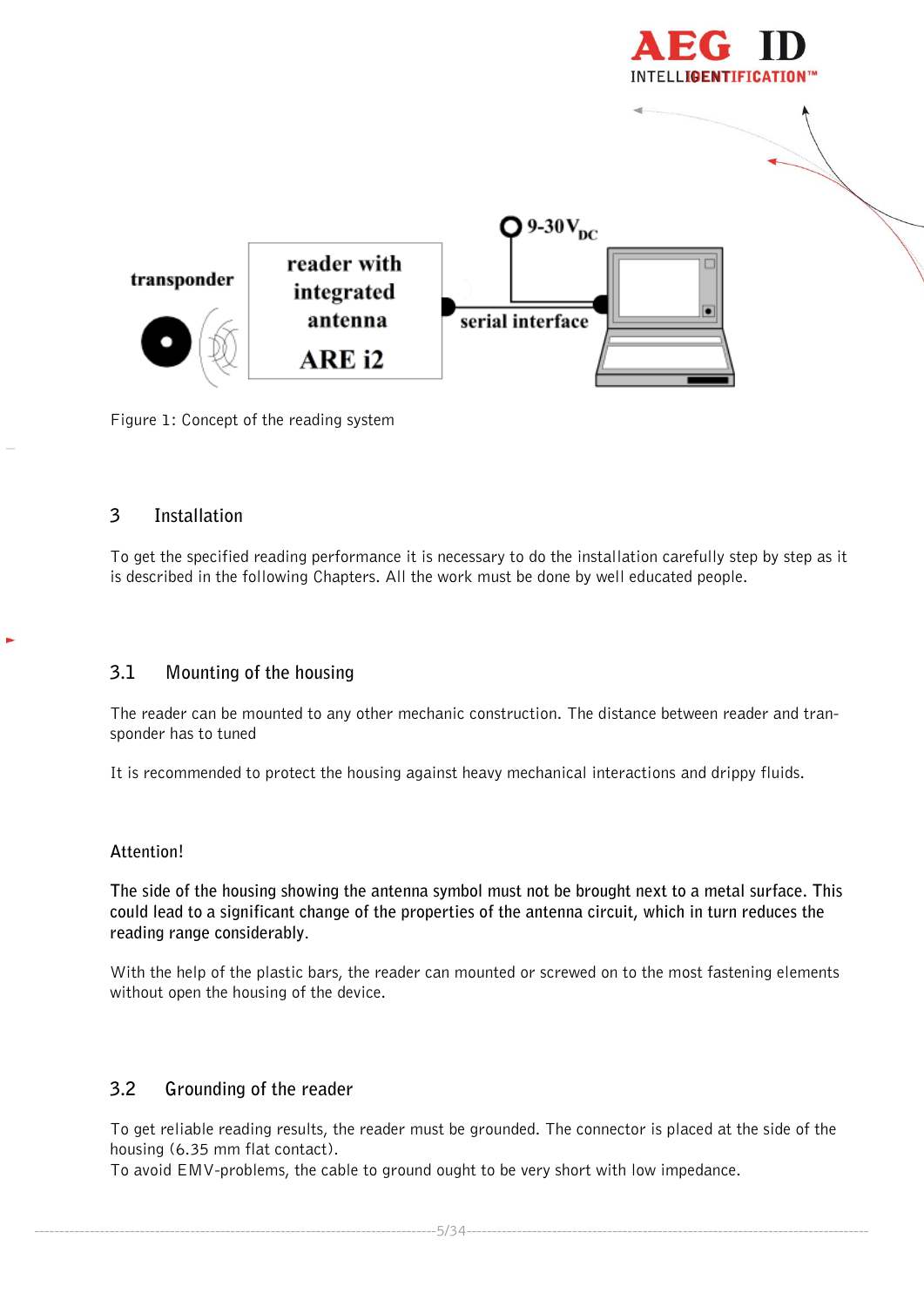transponder

reader with integrated antenna

ARE i2

$9\text{-}30V_{DC}$

serial interface

Figure 1: Concept of the reading system

## 3 Installation

To get the specified reading performance it is necessary to do the installation carefully step by step as it is described in the following Chapters. All the work must be done by well educated people.

### 3.1 Mounting of the housing

The reader can be mounted to any other mechanic construction. The distance between reader and transponder has to tuned

It is recommended to protect the housing against heavy mechanical interactions and drippy fluids.

Attention!

**The side of the housing showing the antenna symbol must not be brought next to a metal surface. This could lead to a significant change of the properties of the antenna circuit, which in turn reduces the reading range considerably.**

With the help of the plastic bars, the reader can mounted or screwed on to the most fastening elements without open the housing of the device.

### 3.2 Grounding of the reader

To get reliable reading results, the reader must be grounded. The connector is placed at the side of the housing (6.35 mm flat contact).
To avoid EMV-problems, the cable to ground ought to be very short with low impedance.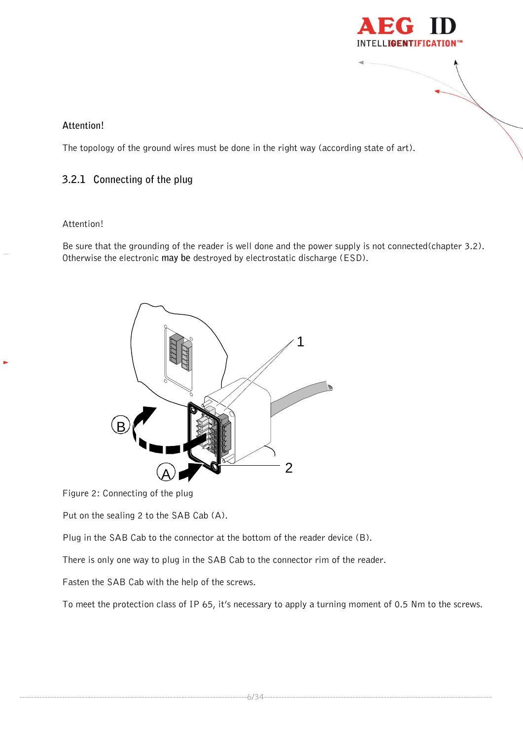**Attention!**

The topology of the ground wires must be done in the right way (according state of art).

### 3.2.1 Connecting of the plug

Attention!

Be sure that the grounding of the reader is well done and the power supply is not connected(chapter 3.2). Otherwise the electronic **may be** destroyed by electrostatic discharge (ESD).

Figure 2: Connecting of the plug

Put on the sealing 2 to the SAB Cab (A).

Plug in the SAB Cab to the connector at the bottom of the reader device (B).

There is only one way to plug in the SAB Cab to the connector rim of the reader.

Fasten the SAB Cab with the help of the screws.

To meet the protection class of IP 65, it's necessary to apply a turning moment of 0.5 Nm to the screws.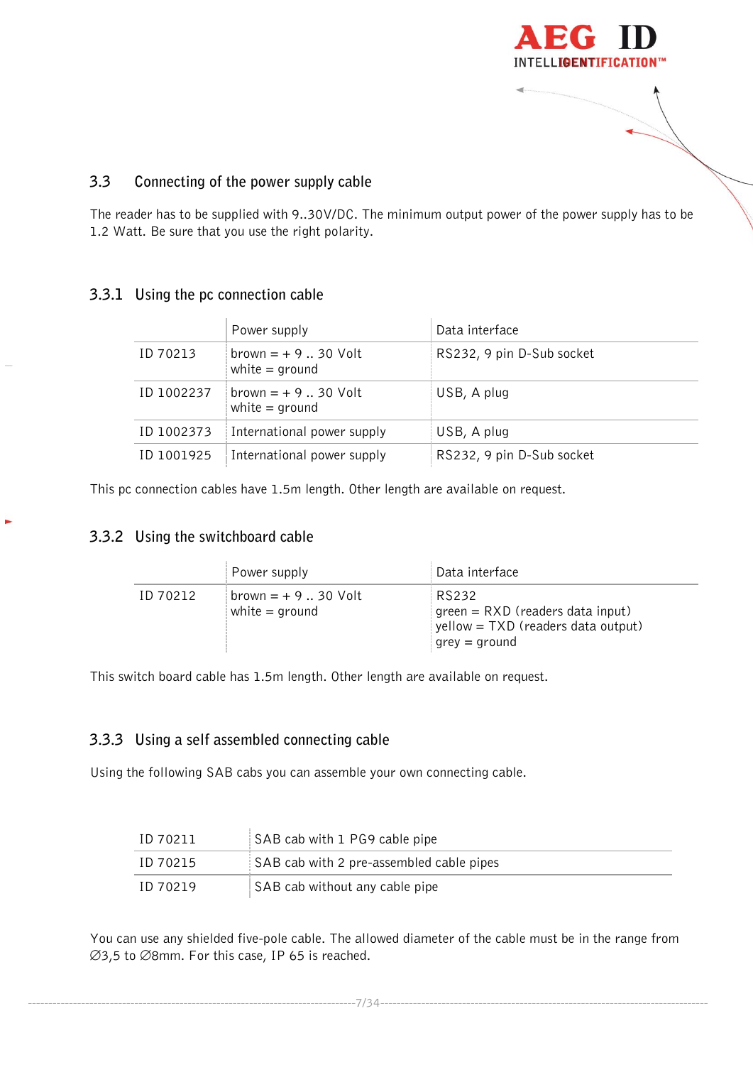## 3.3 Connecting of the power supply cable

The reader has to be supplied with 9..30V/DC. The minimum output power of the power supply has to be 1.2 Watt. Be sure that you use the right polarity.

### 3.3.1 Using the pc connection cable

| | Power supply | Data interface |
|---|---|---|
| ID 70213 | brown = + 9 .. 30 Volt<br>white = ground | RS232, 9 pin D-Sub socket |
| ID 1002237 | brown = + 9 .. 30 Volt<br>white = ground | USB, A plug |
| ID 1002373 | International power supply | USB, A plug |
| ID 1001925 | International power supply | RS232, 9 pin D-Sub socket |

This pc connection cables have 1.5m length. Other length are available on request.

### 3.3.2 Using the switchboard cable

| | Power supply | Data interface |
|---|---|---|
| ID 70212 | brown = + 9 .. 30 Volt<br>white = ground | RS232<br>green = RXD (readers data input)<br>yellow = TXD (readers data output)<br>grey = ground |

This switch board cable has 1.5m length. Other length are available on request.

### 3.3.3 Using a self assembled connecting cable

Using the following SAB cabs you can assemble your own connecting cable.

| | |
|---|---|
| ID 70211 | SAB cab with 1 PG9 cable pipe |
| ID 70215 | SAB cab with 2 pre-assembled cable pipes |
| ID 70219 | SAB cab without any cable pipe |

You can use any shielded five-pole cable. The allowed diameter of the cable must be in the range from ∅3,5 to ∅8mm. For this case, IP 65 is reached.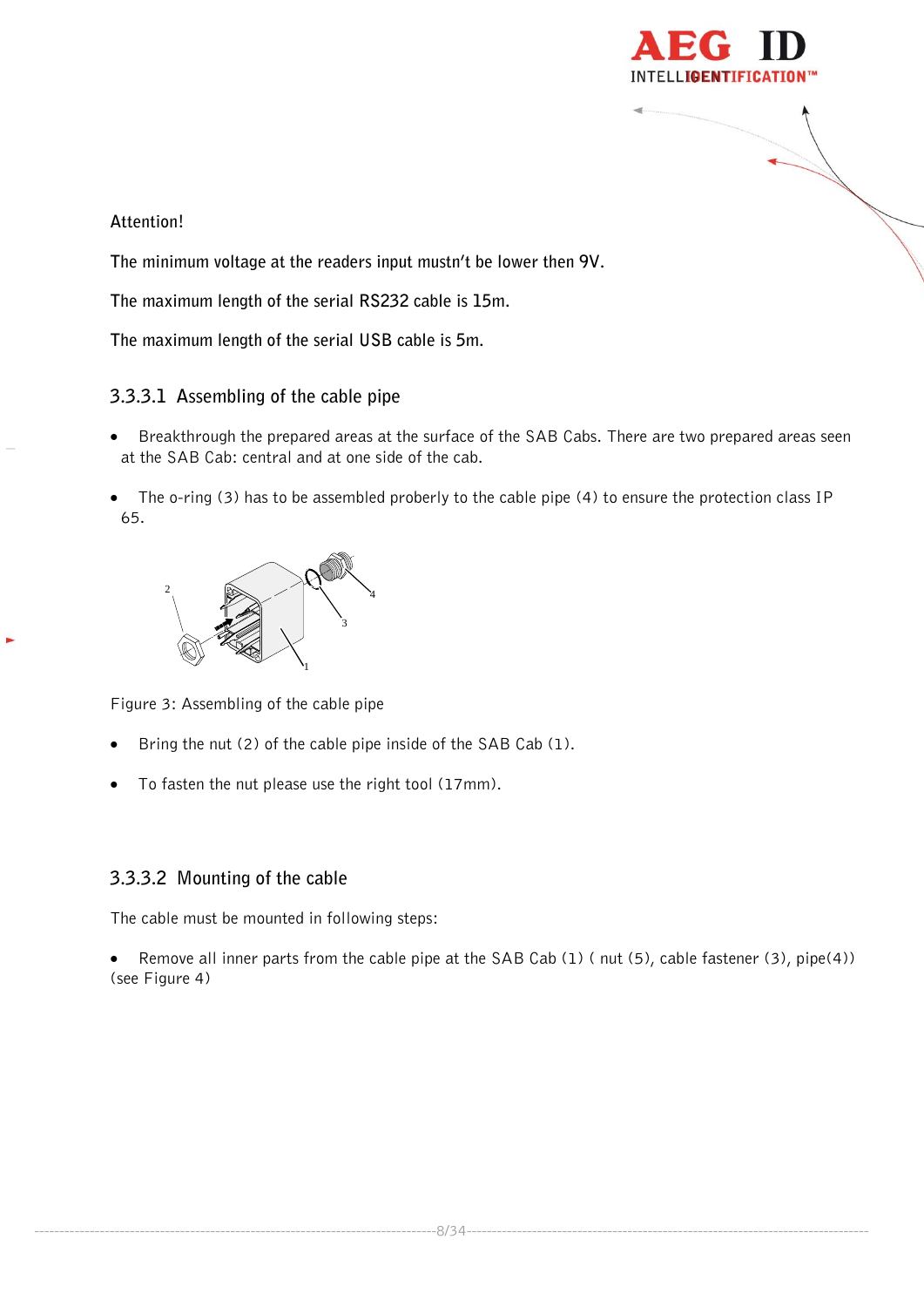Attention!

The minimum voltage at the readers input mustn't be lower then 9V.

The maximum length of the serial RS232 cable is 15m.

The maximum length of the serial USB cable is 5m.

#### 3.3.3.1 Assembling of the cable pipe

- Breakthrough the prepared areas at the surface of the SAB Cabs. There are two prepared areas seen at the SAB Cab: central and at one side of the cab.
- The o-ring (3) has to be assembled proberly to the cable pipe (4) to ensure the protection class IP 65.

Figure 3: Assembling of the cable pipe

- Bring the nut (2) of the cable pipe inside of the SAB Cab (1).
- To fasten the nut please use the right tool (17mm).

#### 3.3.3.2 Mounting of the cable

The cable must be mounted in following steps:

- Remove all inner parts from the cable pipe at the SAB Cab (1) ( nut (5), cable fastener (3), pipe(4)) (see Figure 4)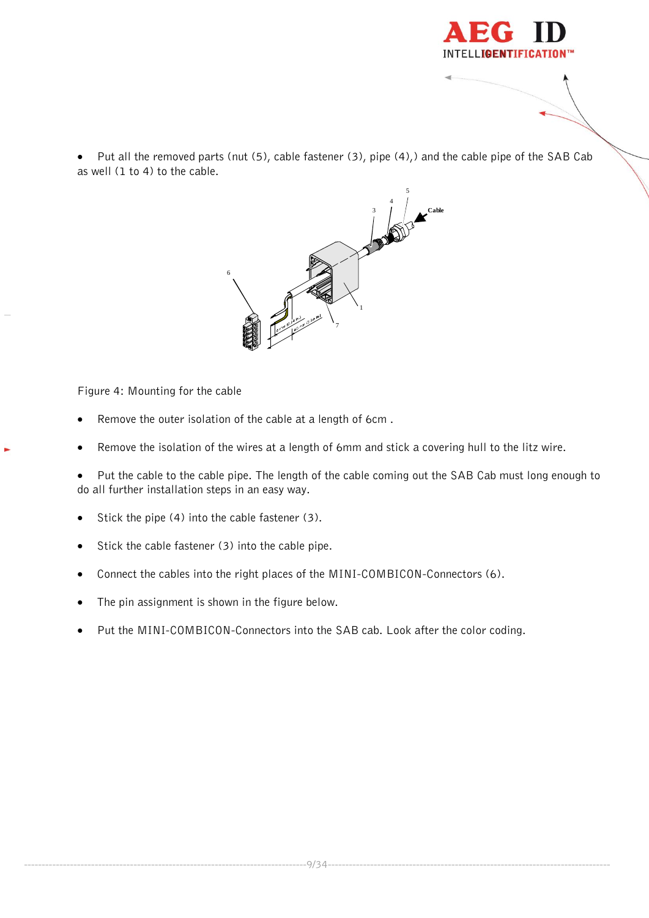- Put all the removed parts (nut (5), cable fastener (3), pipe (4),) and the cable pipe of the SAB Cab as well (1 to 4) to the cable.

Figure 4: Mounting for the cable

- Remove the outer isolation of the cable at a length of 6cm .
- Remove the isolation of the wires at a length of 6mm and stick a covering hull to the litz wire.
- Put the cable to the cable pipe. The length of the cable coming out the SAB Cab must long enough to do all further installation steps in an easy way.
- Stick the pipe (4) into the cable fastener (3).
- Stick the cable fastener (3) into the cable pipe.
- Connect the cables into the right places of the MINI-COMBICON-Connectors (6).
- The pin assignment is shown in the figure below.
- Put the MINI-COMBICON-Connectors into the SAB cab. Look after the color coding.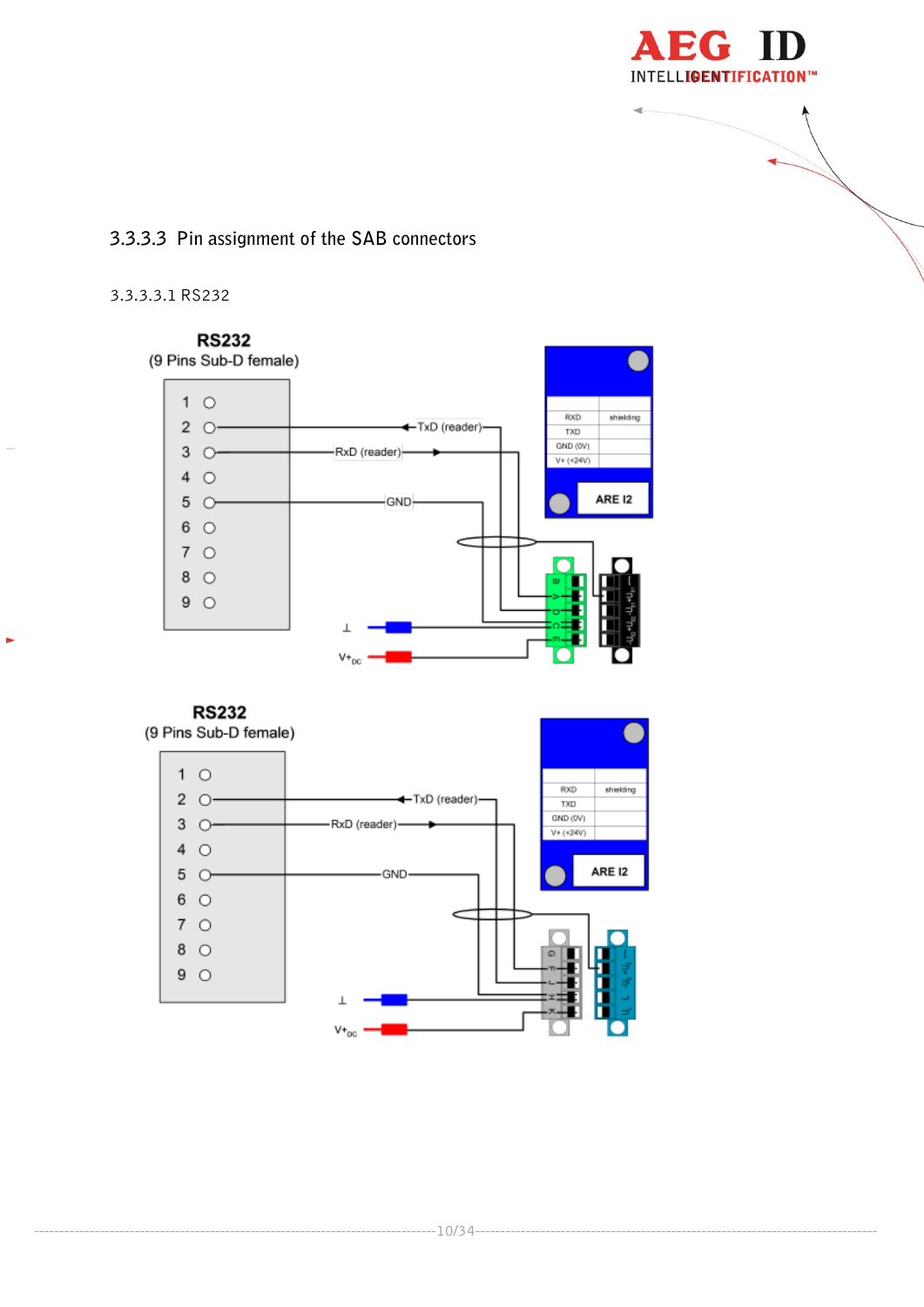### 3.3.3.3 Pin assignment of the SAB connectors

#### 3.3.3.3.1 RS232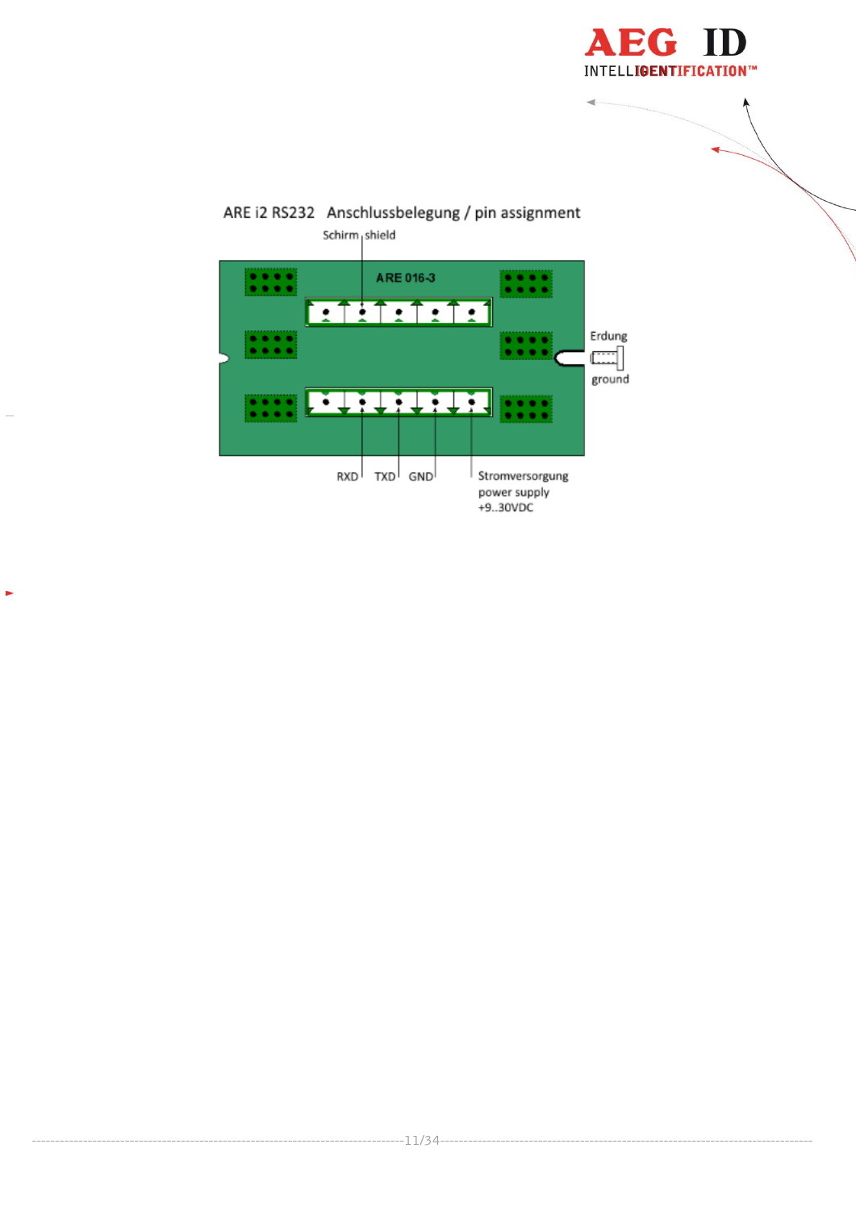ARE i2 RS232 Anschlussbelegung / pin assignment

Schirm / shield

ARE 016-3

Erdung

ground

RXD TXD GND

Stromversorgung
power supply
+9..30VDC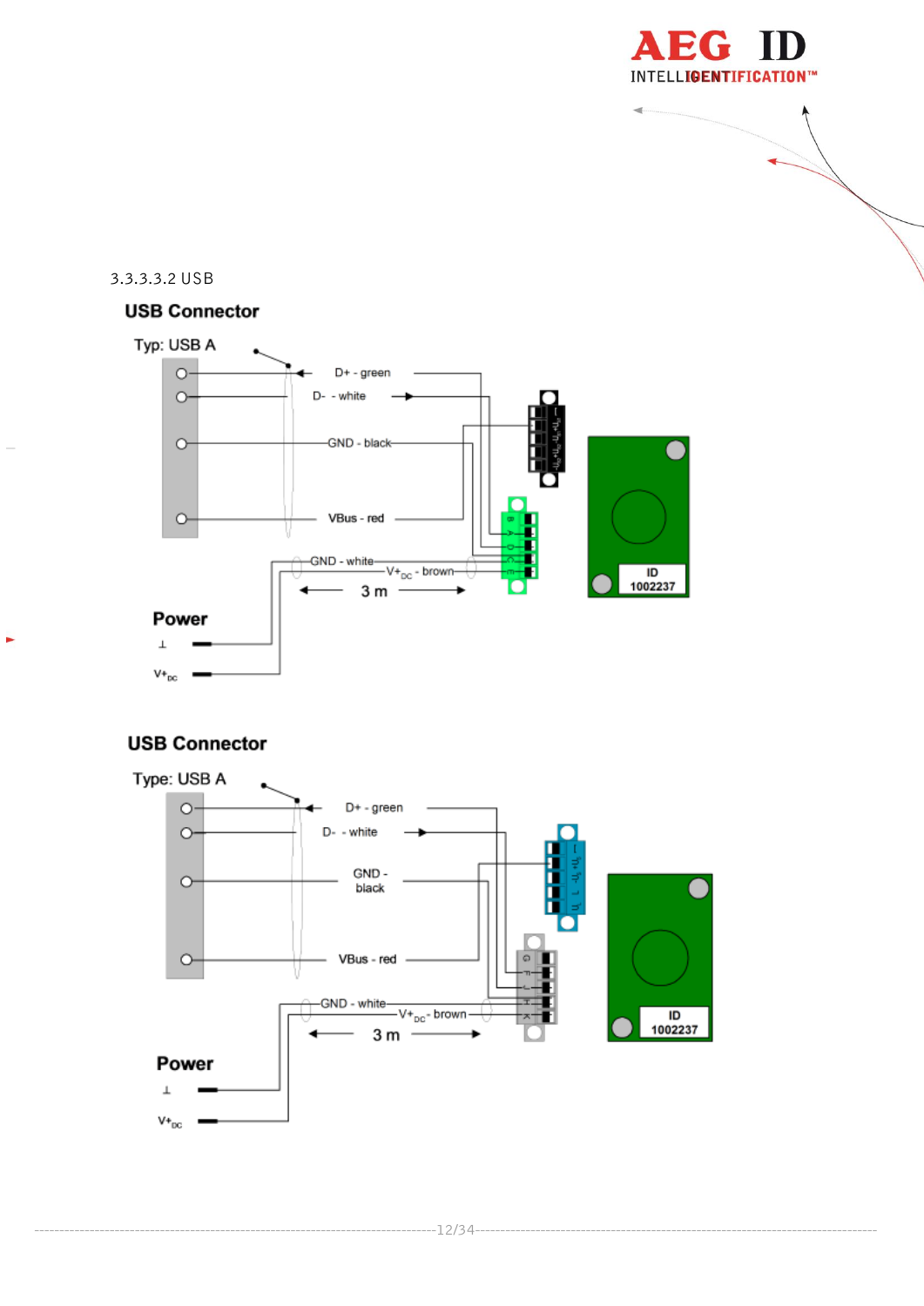3.3.3.3.2 USB

USB Connector

Typ: USB A

D+ - green

D- - white

GND - black

VBus - red

GND - white

$V+_{DC}$ - brown

3 m

Power

⊥

$V+_{DC}$

ID 1002237

USB Connector

Type: USB A

D+ - green

D- - white

GND - black

VBus - red

GND - white

$V+_{DC}$ - brown

3 m

Power

⊥

$V+_{DC}$

ID 1002237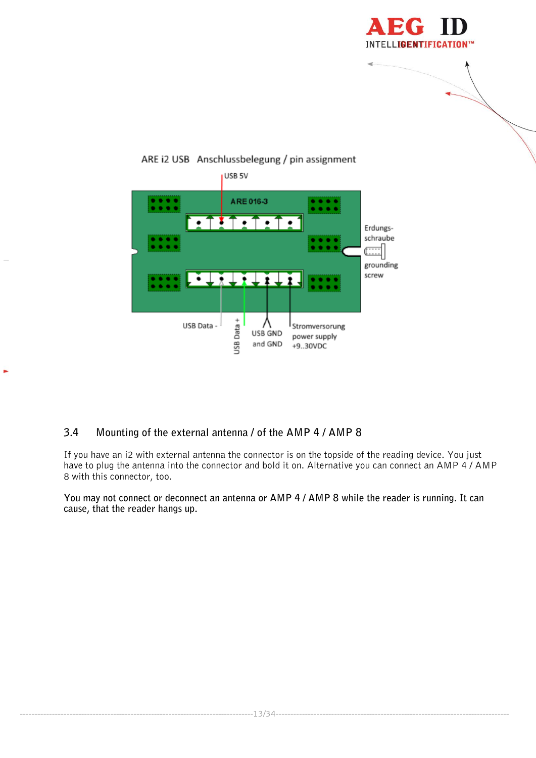ARE i2 USB Anschlussbelegung / pin assignment

USB 5V

ARE 016-3

Erdungs-schraube

grounding screw

USB Data -

USB Data +

USB GND and GND

Stromversorung power supply +9..30VDC

## 3.4 Mounting of the external antenna / of the AMP 4 / AMP 8

If you have an i2 with external antenna the connector is on the topside of the reading device. You just have to plug the antenna into the connector and bold it on. Alternative you can connect an AMP 4 / AMP 8 with this connector, too.

**You may not connect or deconnect an antenna or AMP 4 / AMP 8 while the reader is running. It can cause, that the reader hangs up.**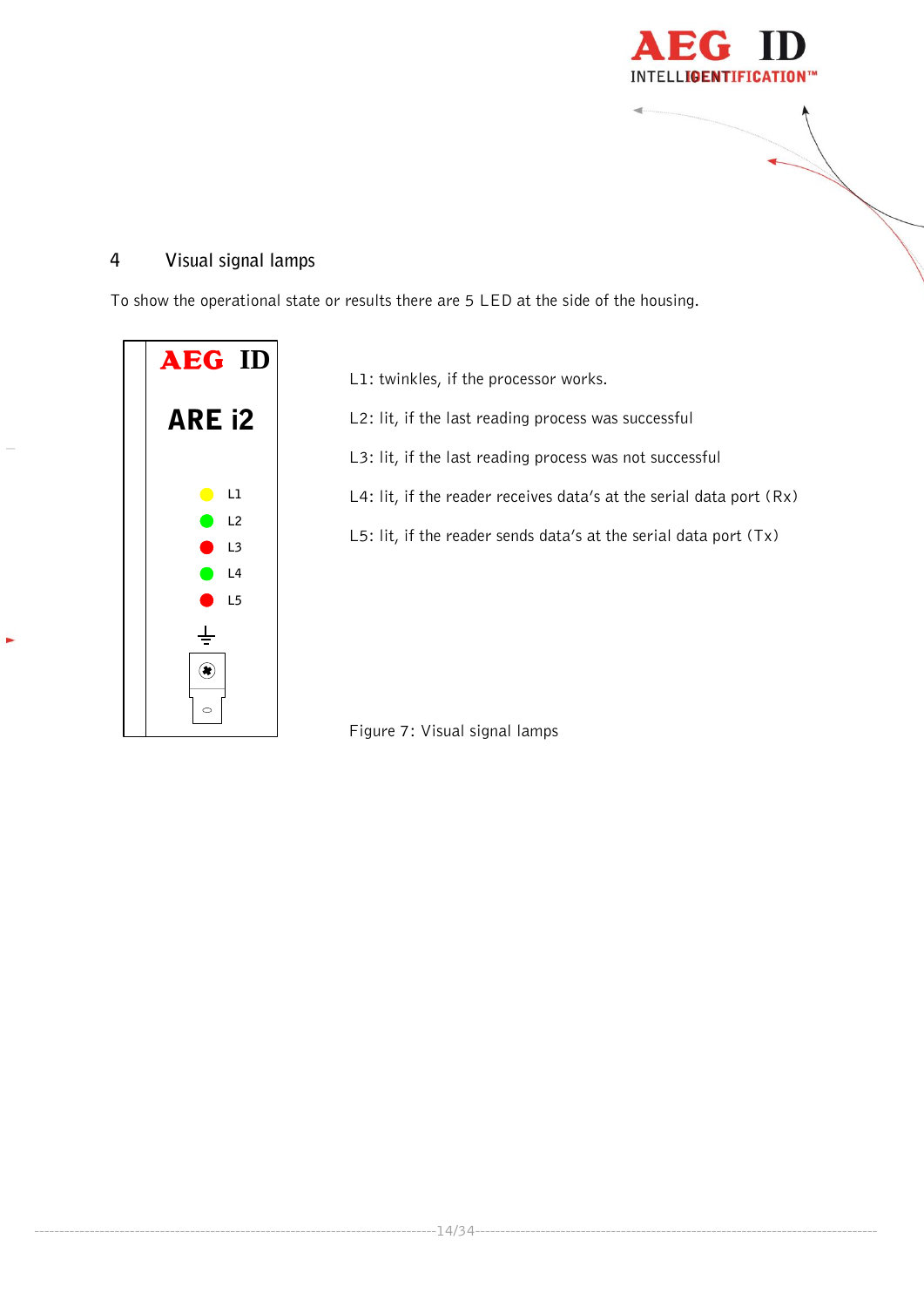# 4 Visual signal lamps

To show the operational state or results there are 5 LED at the side of the housing.

AEG ID

ARE i2

L1
L2
L3
L4
L5

L1: twinkles, if the processor works.

L2: lit, if the last reading process was successful

L3: lit, if the last reading process was not successful

L4: lit, if the reader receives data's at the serial data port (Rx)

L5: lit, if the reader sends data's at the serial data port (Tx)

Figure 7: Visual signal lamps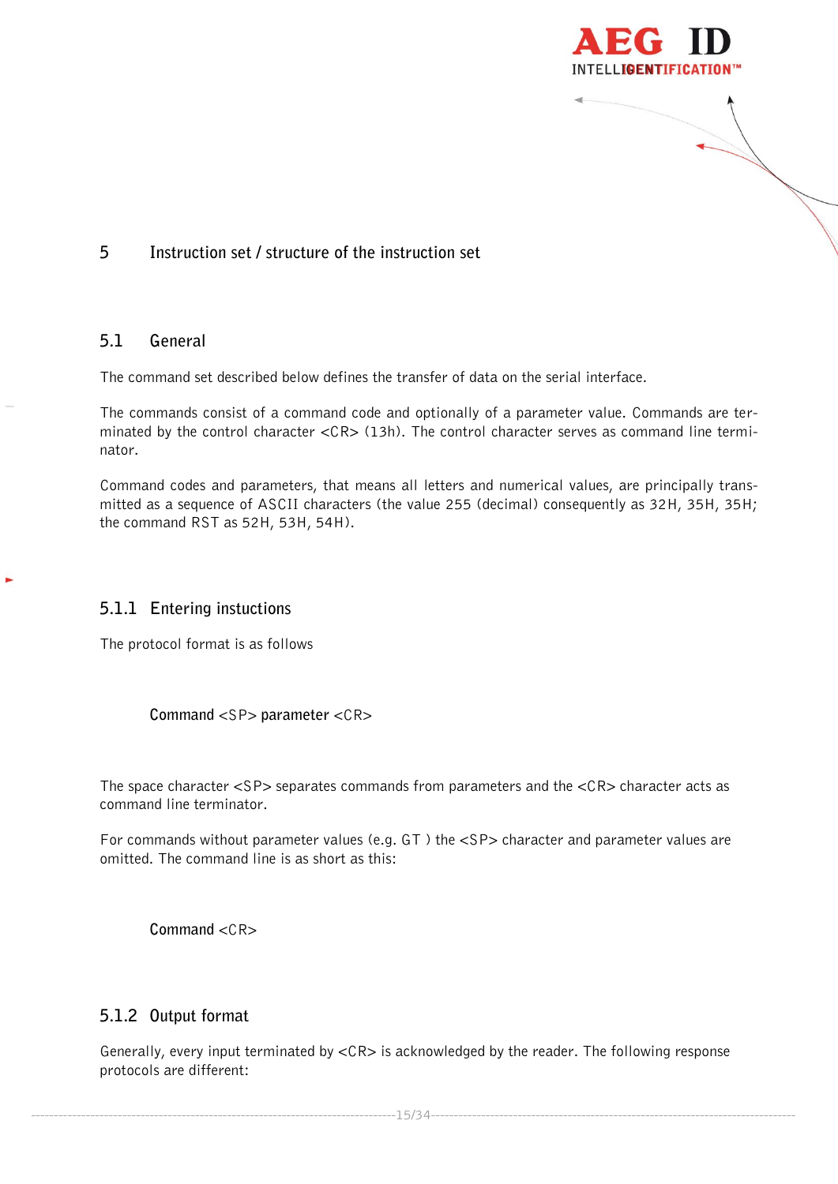# 5 Instruction set / structure of the instruction set

## 5.1 General

The command set described below defines the transfer of data on the serial interface.

The commands consist of a command code and optionally of a parameter value. Commands are terminated by the control character <CR> (13h). The control character serves as command line terminator.

Command codes and parameters, that means all letters and numerical values, are principally transmitted as a sequence of ASCII characters (the value 255 (decimal) consequently as 32H, 35H, 35H; the command RST as 52H, 53H, 54H).

### 5.1.1 Entering instuctions

The protocol format is as follows

**Command** <SP> **parameter** <CR>

The space character <SP> separates commands from parameters and the <CR> character acts as command line terminator.

For commands without parameter values (e.g. GT ) the <SP> character and parameter values are omitted. The command line is as short as this:

**Command** <CR>

### 5.1.2 Output format

Generally, every input terminated by <CR> is acknowledged by the reader. The following response protocols are different: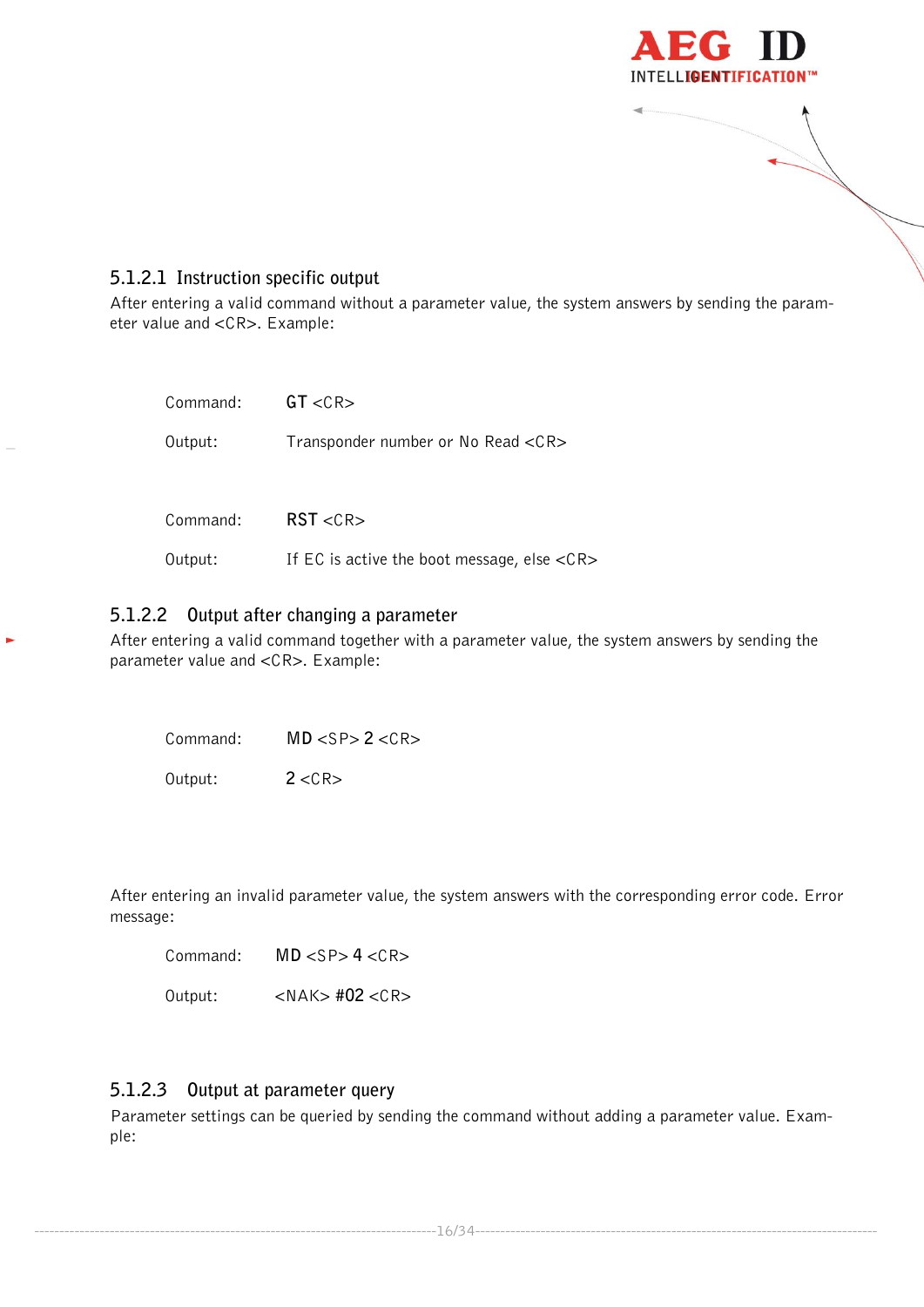#### 5.1.2.1 Instruction specific output

After entering a valid command without a parameter value, the system answers by sending the parameter value and <CR>. Example:

Command: **GT** <CR>

Output: Transponder number or No Read <CR>

Command: **RST** <CR>

Output: If EC is active the boot message, else <CR>

#### 5.1.2.2 Output after changing a parameter

After entering a valid command together with a parameter value, the system answers by sending the parameter value and <CR>. Example:

Command: **MD** <SP> **2** <CR>

Output: **2** <CR>

After entering an invalid parameter value, the system answers with the corresponding error code. Error message:

Command: **MD** <SP> **4** <CR>

Output: <NAK> **#02** <CR>

#### 5.1.2.3 Output at parameter query

Parameter settings can be queried by sending the command without adding a parameter value. Example: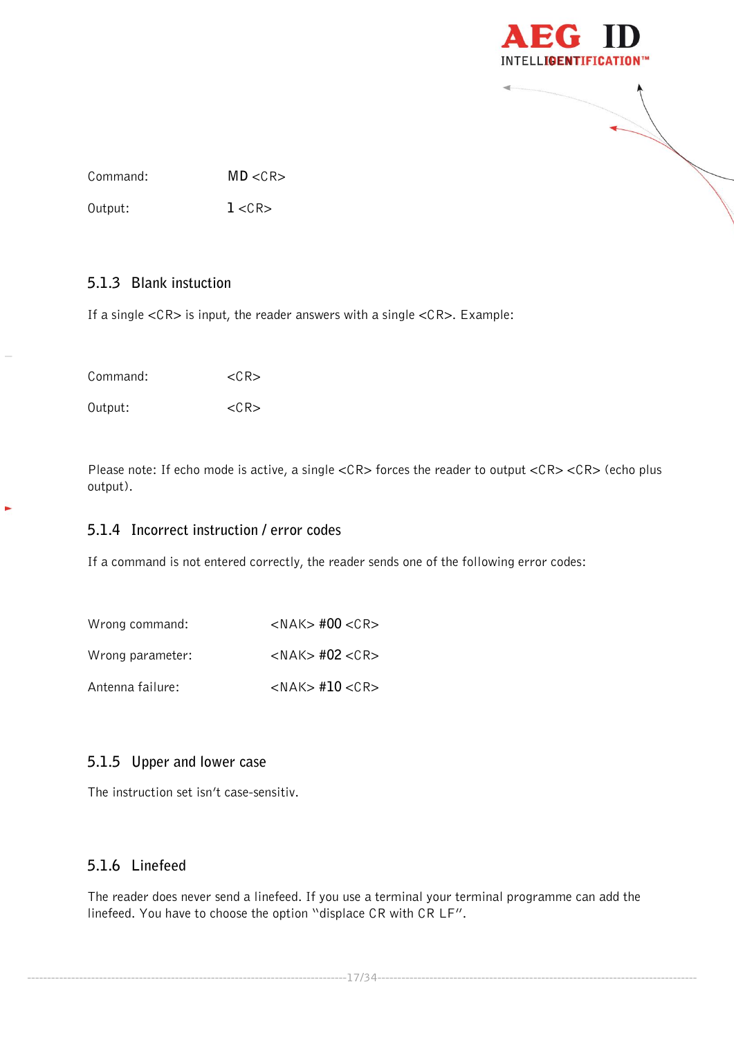| | |
|---|---|
| Command: | **MD** <CR> |
| Output: | **1** <CR> |

### 5.1.3 Blank instuction

If a single <CR> is input, the reader answers with a single <CR>. Example:

| | |
|---|---|
| Command: | <CR> |
| Output: | <CR> |

Please note: If echo mode is active, a single <CR> forces the reader to output <CR> <CR> (echo plus output).

### 5.1.4 Incorrect instruction / error codes

If a command is not entered correctly, the reader sends one of the following error codes:

| | |
|---|---|
| Wrong command: | <NAK> **#00** <CR> |
| Wrong parameter: | <NAK> **#02** <CR> |
| Antenna failure: | <NAK> **#10** <CR> |

### 5.1.5 Upper and lower case

The instruction set isn't case-sensitiv.

### 5.1.6 Linefeed

The reader does never send a linefeed. If you use a terminal your terminal programme can add the linefeed. You have to choose the option "displace CR with CR LF".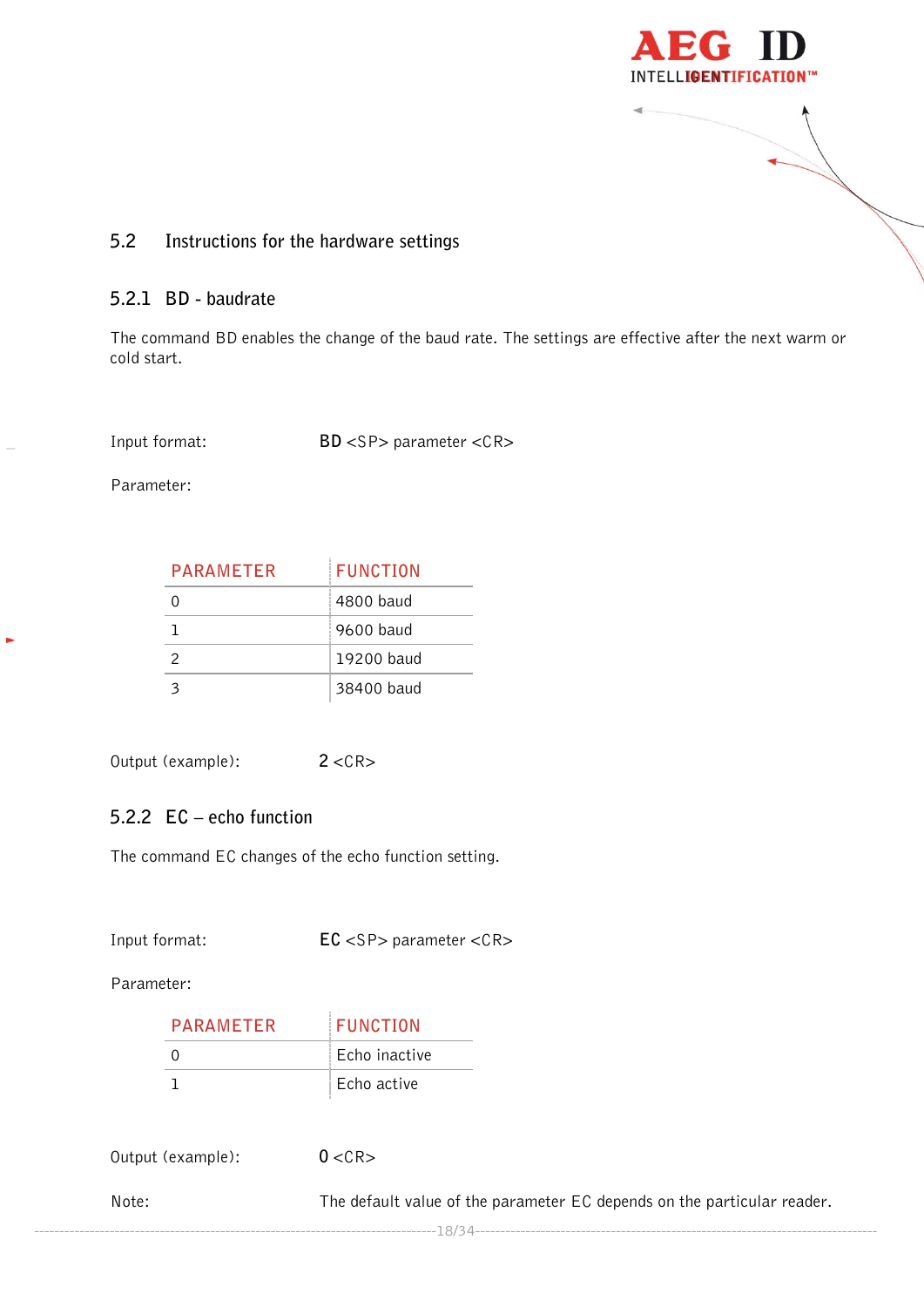## 5.2 Instructions for the hardware settings

### 5.2.1 BD - baudrate

The command BD enables the change of the baud rate. The settings are effective after the next warm or cold start.

Input format: BD <SP> parameter <CR>

Parameter:

| PARAMETER | FUNCTION |
|---|---|
| 0 | 4800 baud |
| 1 | 9600 baud |
| 2 | 19200 baud |
| 3 | 38400 baud |

Output (example): 2 <CR>

### 5.2.2 EC – echo function

The command EC changes of the echo function setting.

Input format: EC <SP> parameter <CR>

Parameter:

| PARAMETER | FUNCTION |
|---|---|
| 0 | Echo inactive |
| 1 | Echo active |

Output (example): 0 <CR>

Note: The default value of the parameter EC depends on the particular reader.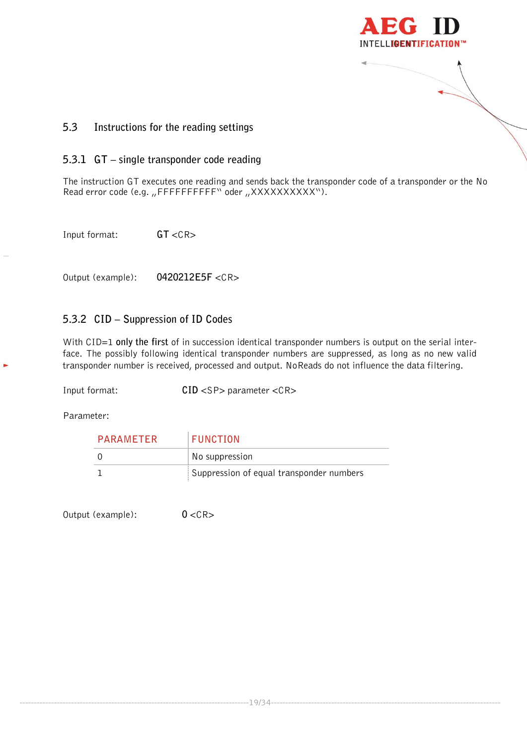## 5.3 Instructions for the reading settings

### 5.3.1 GT – single transponder code reading

The instruction GT executes one reading and sends back the transponder code of a transponder or the No Read error code (e.g. „FFFFFFFFFF" oder „XXXXXXXXXX").

Input format: **GT** <CR>

Output (example): **0420212E5F** <CR>

### 5.3.2 CID – Suppression of ID Codes

With CID=1 **only the first** of in succession identical transponder numbers is output on the serial interface. The possibly following identical transponder numbers are suppressed, as long as no new valid transponder number is received, processed and output. NoReads do not influence the data filtering.

Input format: **CID** <SP> parameter <CR>

Parameter:

| PARAMETER | FUNCTION |
|---|---|
| 0 | No suppression |
| 1 | Suppression of equal transponder numbers |

Output (example): **0** <CR>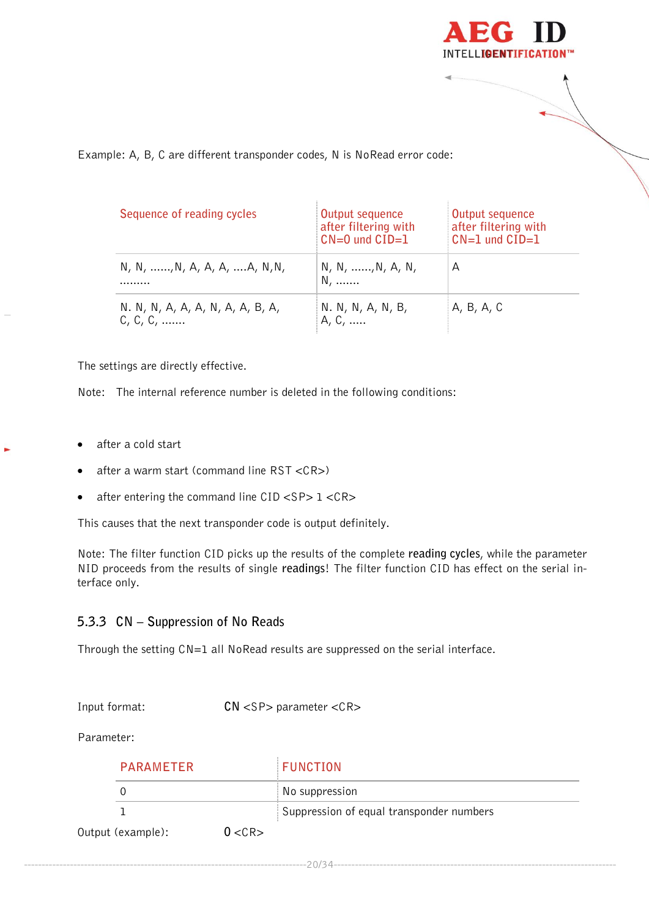Example: A, B, C are different transponder codes, N is NoRead error code:

| Sequence of reading cycles | Output sequence after filtering with CN=0 und CID=1 | Output sequence after filtering with CN=1 und CID=1 |
|---|---|---|
| N, N, ……,N, A, A, A, ….A, N,N, ……… | N, N, ……,N, A, N, N, ……. | A |
| N. N, N, A, A, A, N, A, A, B, A, C, C, C, ……. | N. N, N, A, N, B, A, C, ….. | A, B, A, C |

The settings are directly effective.

Note: The internal reference number is deleted in the following conditions:

- after a cold start
- after a warm start (command line RST <CR>)
- after entering the command line CID <SP> 1 <CR>

This causes that the next transponder code is output definitely.

Note: The filter function CID picks up the results of the complete **reading cycles**, while the parameter NID proceeds from the results of single **readings**! The filter function CID has effect on the serial interface only.

### 5.3.3 CN – Suppression of No Reads

Through the setting CN=1 all NoRead results are suppressed on the serial interface.

Input format: **CN** <SP> parameter <CR>

Parameter:

| PARAMETER | FUNCTION |
|---|---|
| 0 | No suppression |
| 1 | Suppression of equal transponder numbers |

Output (example): **0** <CR>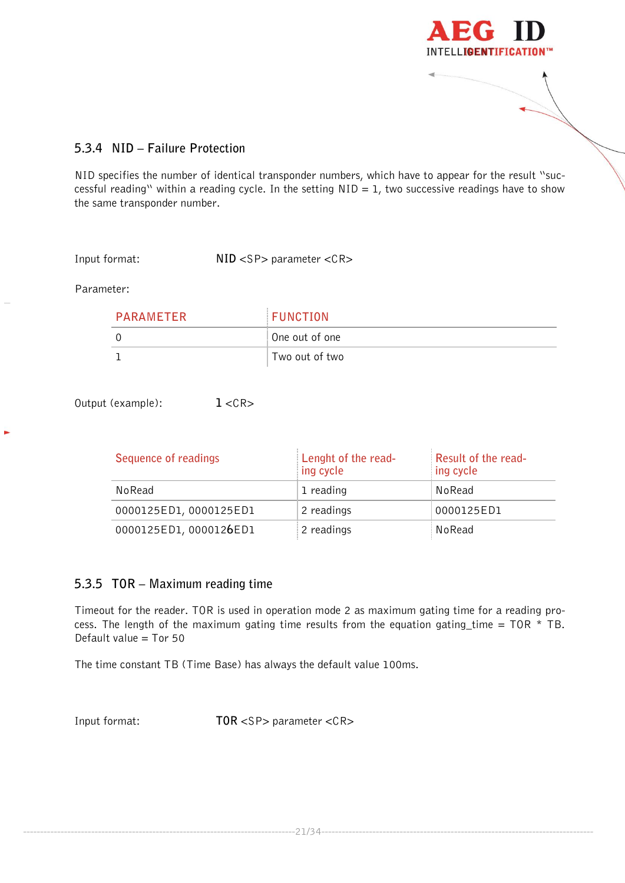### 5.3.4 NID – Failure Protection

NID specifies the number of identical transponder numbers, which have to appear for the result "successful reading" within a reading cycle. In the setting NID = 1, two successive readings have to show the same transponder number.

Input format: **NID** <SP> parameter <CR>

Parameter:

| PARAMETER | FUNCTION |
|---|---|
| 0 | One out of one |
| 1 | Two out of two |

Output (example): **1** <CR>

| Sequence of readings | Lenght of the reading cycle | Result of the reading cycle |
|---|---|---|
| NoRead | 1 reading | NoRead |
| 0000125ED1, 0000125ED1 | 2 readings | 0000125ED1 |
| 0000125ED1, 000012**6**ED1 | 2 readings | NoRead |

### 5.3.5 TOR – Maximum reading time

Timeout for the reader. TOR is used in operation mode 2 as maximum gating time for a reading process. The length of the maximum gating time results from the equation gating_time = TOR * TB. Default value = Tor 50

The time constant TB (Time Base) has always the default value 100ms.

Input format: **TOR** <SP> parameter <CR>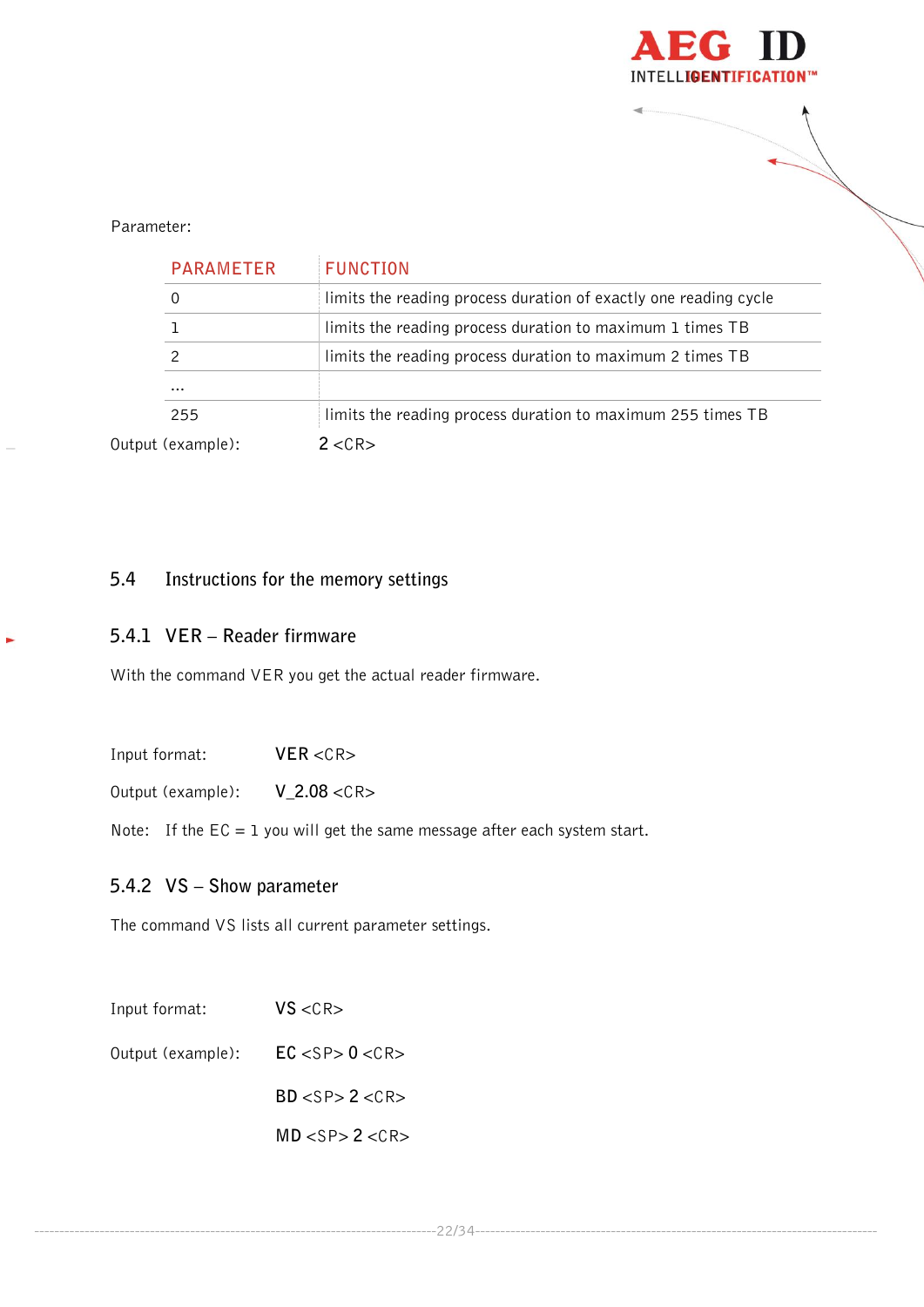Parameter:

| PARAMETER | FUNCTION |
|---|---|
| 0 | limits the reading process duration of exactly one reading cycle |
| 1 | limits the reading process duration to maximum 1 times TB |
| 2 | limits the reading process duration to maximum 2 times TB |
| ... | |
| 255 | limits the reading process duration to maximum 255 times TB |

Output (example): **2** <CR>

## 5.4 Instructions for the memory settings

### 5.4.1 VER – Reader firmware

With the command VER you get the actual reader firmware.

Input format: **VER** <CR>

Output (example): **V_2.08** <CR>

Note: If the EC = 1 you will get the same message after each system start.

### 5.4.2 VS – Show parameter

The command VS lists all current parameter settings.

Input format: **VS** <CR>

Output (example): **EC** <SP> **0** <CR>

**BD** <SP> **2** <CR>

**MD** <SP> **2** <CR>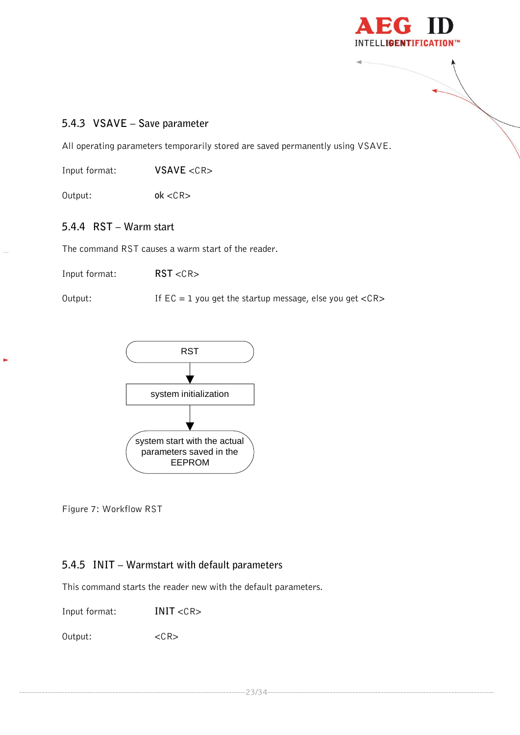### 5.4.3 VSAVE – Save parameter

All operating parameters temporarily stored are saved permanently using VSAVE.

Input format: **VSAVE** <CR>

Output: **ok** <CR>

### 5.4.4 RST – Warm start

The command RST causes a warm start of the reader.

Input format: **RST** <CR>

Output: If EC = 1 you get the startup message, else you get <CR>

RST

↓

system initialization

↓

system start with the actual parameters saved in the EEPROM

Figure 7: Workflow RST

### 5.4.5 INIT – Warmstart with default parameters

This command starts the reader new with the default parameters.

Input format: **INIT** <CR>

Output: <CR>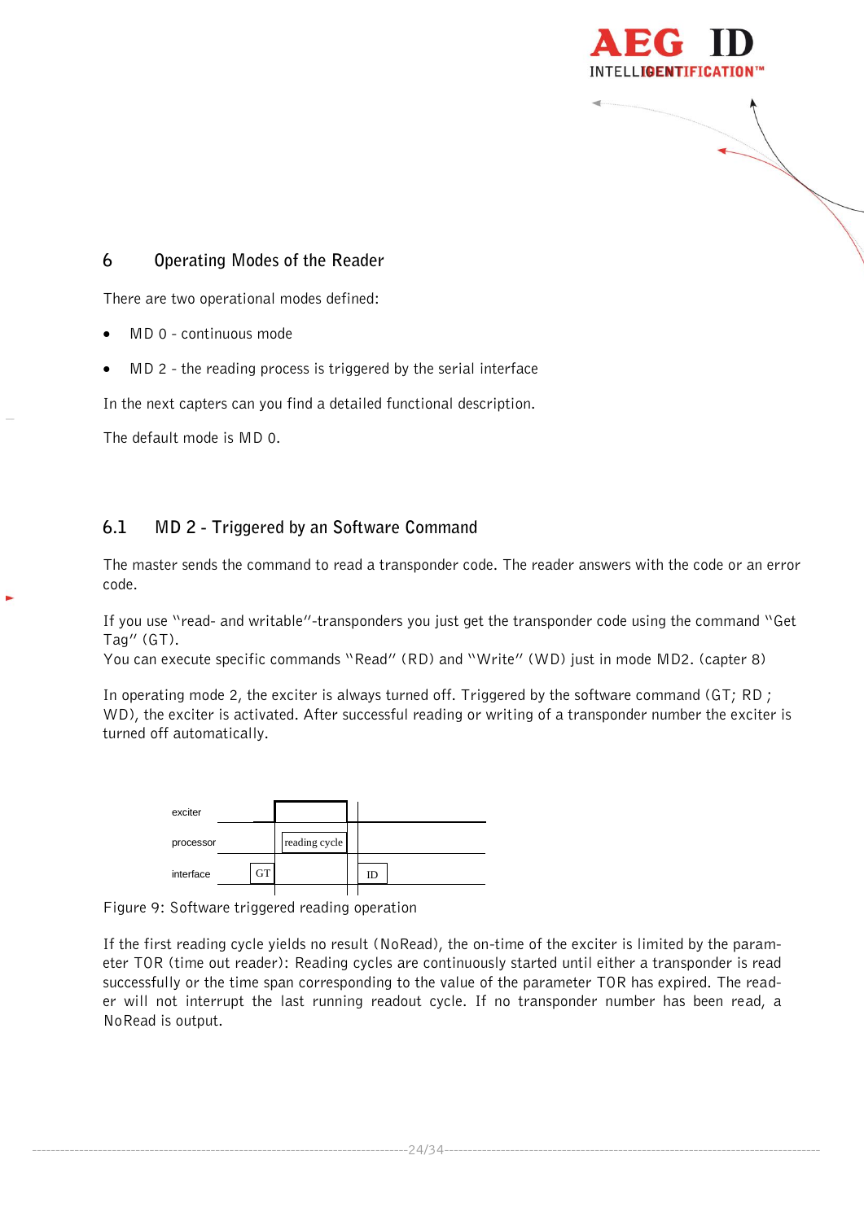# 6 Operating Modes of the Reader

There are two operational modes defined:

- MD 0 - continuous mode
- MD 2 - the reading process is triggered by the serial interface

In the next capters can you find a detailed functional description.

The default mode is MD 0.

## 6.1 MD 2 - Triggered by an Software Command

The master sends the command to read a transponder code. The reader answers with the code or an error code.

If you use "read- and writable"-transponders you just get the transponder code using the command "Get Tag" (GT).
You can execute specific commands "Read" (RD) and "Write" (WD) just in mode MD2. (capter 8)

In operating mode 2, the exciter is always turned off. Triggered by the software command (GT; RD ; WD), the exciter is activated. After successful reading or writing of a transponder number the exciter is turned off automatically.

exciter

processor — reading cycle

interface — GT — ID

Figure 9: Software triggered reading operation

If the first reading cycle yields no result (NoRead), the on-time of the exciter is limited by the parameter TOR (time out reader): Reading cycles are continuously started until either a transponder is read successfully or the time span corresponding to the value of the parameter TOR has expired. The reader will not interrupt the last running readout cycle. If no transponder number has been read, a NoRead is output.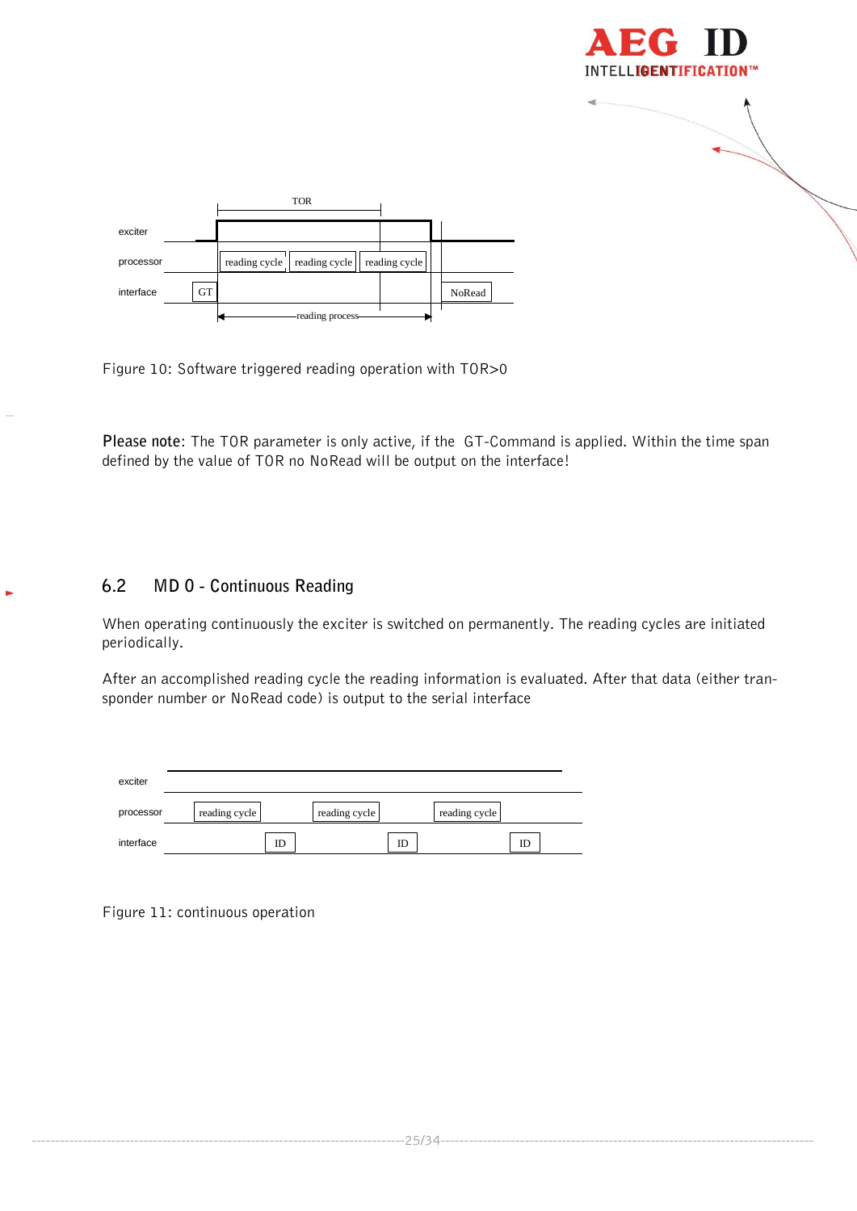Figure 10: Software triggered reading operation with TOR>0

**Please note:** The TOR parameter is only active, if the GT-Command is applied. Within the time span defined by the value of TOR no NoRead will be output on the interface!

## 6.2 MD 0 - Continuous Reading

When operating continuously the exciter is switched on permanently. The reading cycles are initiated periodically.

After an accomplished reading cycle the reading information is evaluated. After that data (either transponder number or NoRead code) is output to the serial interface

Figure 11: continuous operation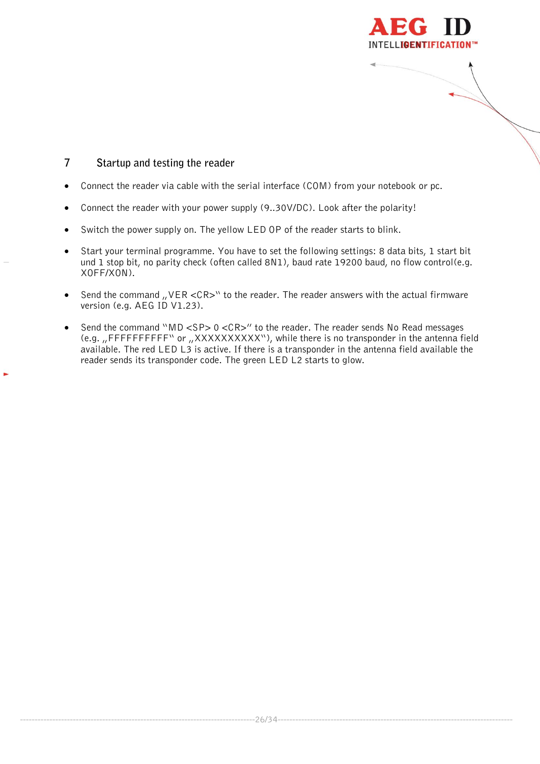# 7 Startup and testing the reader

- Connect the reader via cable with the serial interface (COM) from your notebook or pc.
- Connect the reader with your power supply (9..30V/DC). Look after the polarity!
- Switch the power supply on. The yellow LED OP of the reader starts to blink.
- Start your terminal programme. You have to set the following settings: 8 data bits, 1 start bit und 1 stop bit, no parity check (often called 8N1), baud rate 19200 baud, no flow control(e.g. XOFF/XON).
- Send the command „VER <CR>" to the reader. The reader answers with the actual firmware version (e.g. AEG ID V1.23).
- Send the command "MD <SP> 0 <CR>" to the reader. The reader sends No Read messages (e.g. „FFFFFFFFFF" or „XXXXXXXXXX"), while there is no transponder in the antenna field available. The red LED L3 is active. If there is a transponder in the antenna field available the reader sends its transponder code. The green LED L2 starts to glow.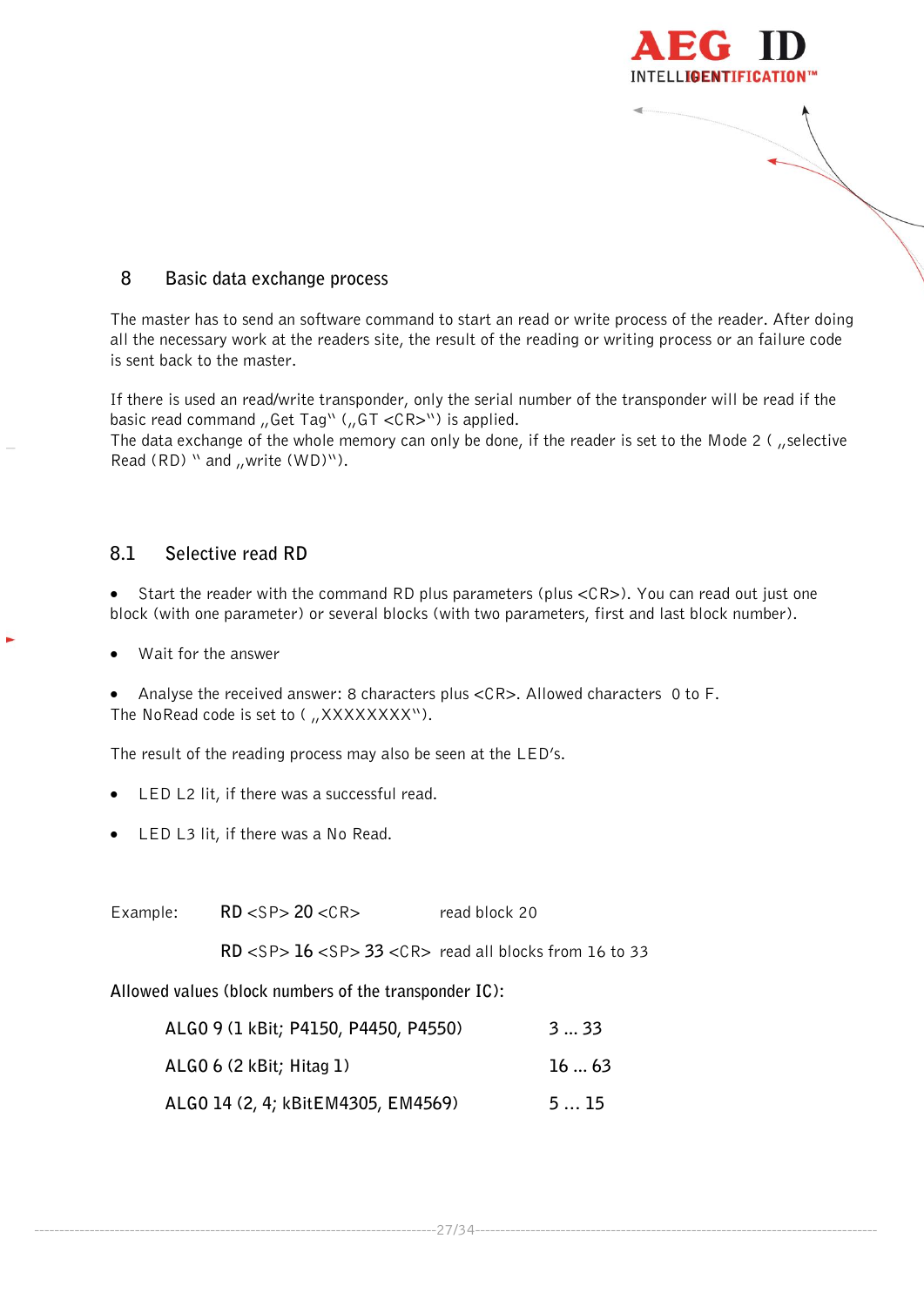## 8 Basic data exchange process

The master has to send an software command to start an read or write process of the reader. After doing all the necessary work at the readers site, the result of the reading or writing process or an failure code is sent back to the master.

If there is used an read/write transponder, only the serial number of the transponder will be read if the basic read command „Get Tag" („GT <CR>") is applied.
The data exchange of the whole memory can only be done, if the reader is set to the Mode 2 ( „selective Read (RD) " and „write (WD)").

### 8.1 Selective read RD

- Start the reader with the command RD plus parameters (plus <CR>). You can read out just one block (with one parameter) or several blocks (with two parameters, first and last block number).

- Wait for the answer

- Analyse the received answer: 8 characters plus <CR>. Allowed characters 0 to F.

The NoRead code is set to ( „XXXXXXXX").

The result of the reading process may also be seen at the LED's.

- LED L2 lit, if there was a successful read.

- LED L3 lit, if there was a No Read.

| Example: | **RD** <SP> **20** <CR> | read block 20 |
|---|---|---|
| | **RD** <SP> **16** <SP> **33** <CR> | read all blocks from 16 to 33 |

Allowed values (block numbers of the transponder IC):

| | |
|---|---|
| ALGO 9 (1 kBit; P4150, P4450, P4550) | 3 ... 33 |
| ALGO 6 (2 kBit; Hitag 1) | 16 ... 63 |
| ALGO 14 (2, 4; kBitEM4305, EM4569) | 5 ... 15 |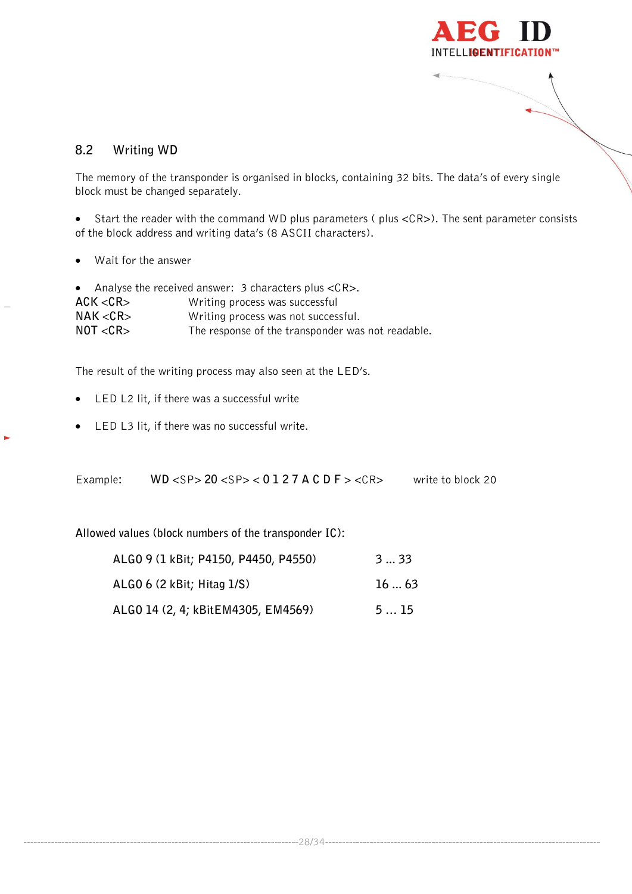## 8.2 Writing WD

The memory of the transponder is organised in blocks, containing 32 bits. The data's of every single block must be changed separately.

- Start the reader with the command WD plus parameters ( plus <CR>). The sent parameter consists of the block address and writing data's (8 ASCII characters).

- Wait for the answer

- Analyse the received answer: 3 characters plus <CR>.

| | |
|---|---|
| ACK <CR> | Writing process was successful |
| NAK <CR> | Writing process was not successful. |
| NOT <CR> | The response of the transponder was not readable. |

The result of the writing process may also seen at the LED's.

- LED L2 lit, if there was a successful write

- LED L3 lit, if there was no successful write.

Example: WD <SP> 20 <SP> < 0 1 2 7 A C D F > <CR> write to block 20

Allowed values (block numbers of the transponder IC):

| | |
|---|---|
| ALGO 9 (1 kBit; P4150, P4450, P4550) | 3 ... 33 |
| ALGO 6 (2 kBit; Hitag 1/S) | 16 ... 63 |
| ALGO 14 (2, 4; kBitEM4305, EM4569) | 5 ... 15 |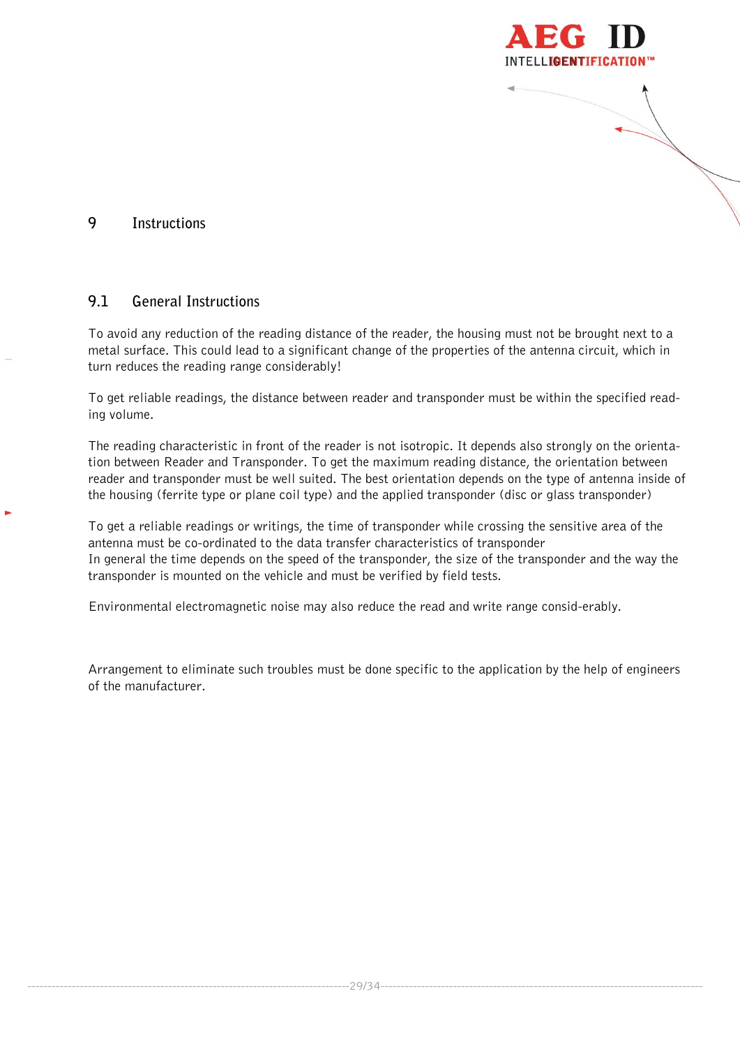# 9 Instructions

## 9.1 General Instructions

To avoid any reduction of the reading distance of the reader, the housing must not be brought next to a metal surface. This could lead to a significant change of the properties of the antenna circuit, which in turn reduces the reading range considerably!

To get reliable readings, the distance between reader and transponder must be within the specified reading volume.

The reading characteristic in front of the reader is not isotropic. It depends also strongly on the orientation between Reader and Transponder. To get the maximum reading distance, the orientation between reader and transponder must be well suited. The best orientation depends on the type of antenna inside of the housing (ferrite type or plane coil type) and the applied transponder (disc or glass transponder)

To get a reliable readings or writings, the time of transponder while crossing the sensitive area of the antenna must be co-ordinated to the data transfer characteristics of transponder
In general the time depends on the speed of the transponder, the size of the transponder and the way the transponder is mounted on the vehicle and must be verified by field tests.

Environmental electromagnetic noise may also reduce the read and write range consid-erably.

Arrangement to eliminate such troubles must be done specific to the application by the help of engineers of the manufacturer.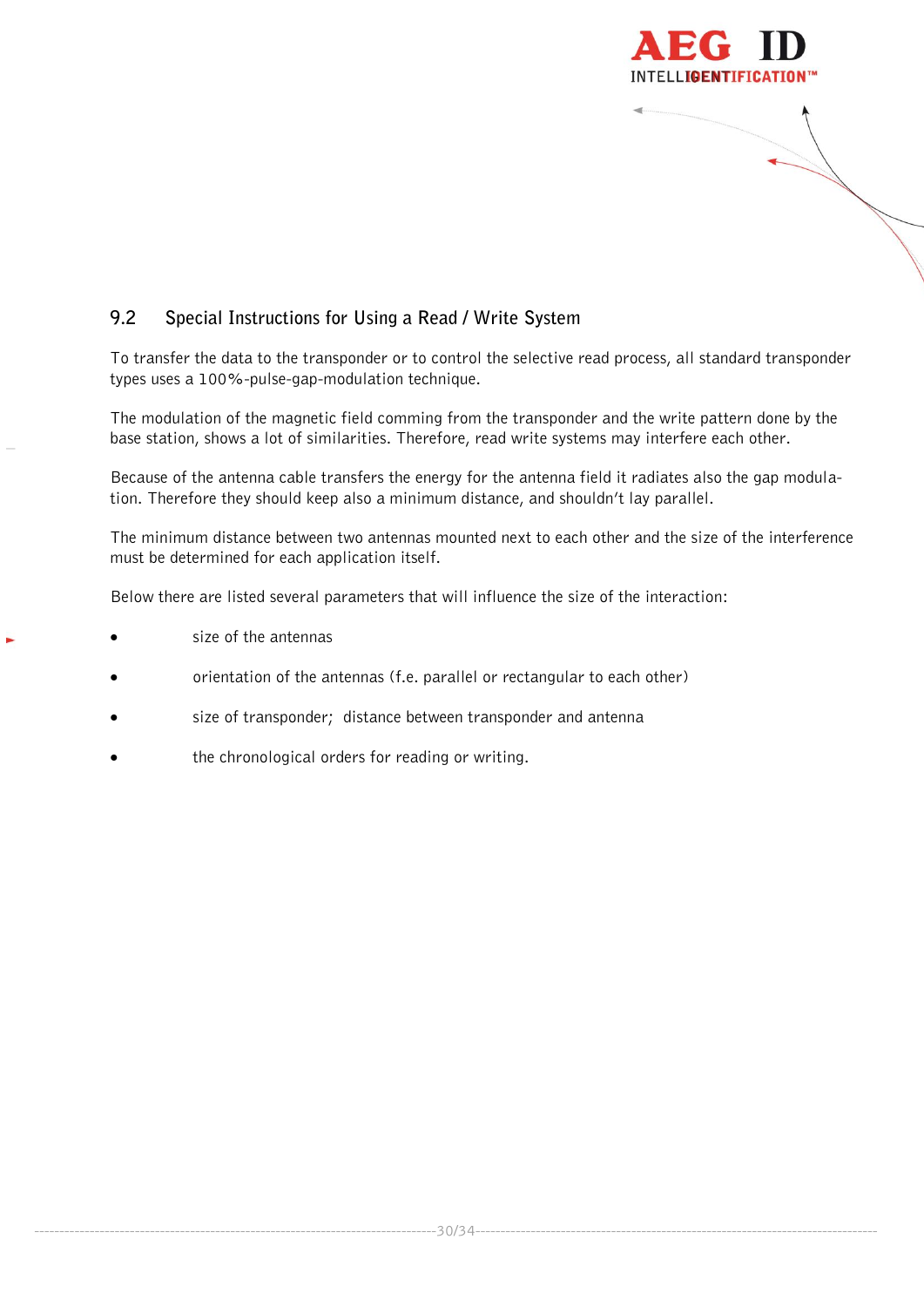## 9.2 Special Instructions for Using a Read / Write System

To transfer the data to the transponder or to control the selective read process, all standard transponder types uses a 100%-pulse-gap-modulation technique.

The modulation of the magnetic field comming from the transponder and the write pattern done by the base station, shows a lot of similarities. Therefore, read write systems may interfere each other.

Because of the antenna cable transfers the energy for the antenna field it radiates also the gap modulation. Therefore they should keep also a minimum distance, and shouldn't lay parallel.

The minimum distance between two antennas mounted next to each other and the size of the interference must be determined for each application itself.

Below there are listed several parameters that will influence the size of the interaction:

- size of the antennas
- orientation of the antennas (f.e. parallel or rectangular to each other)
- size of transponder; distance between transponder and antenna
- the chronological orders for reading or writing.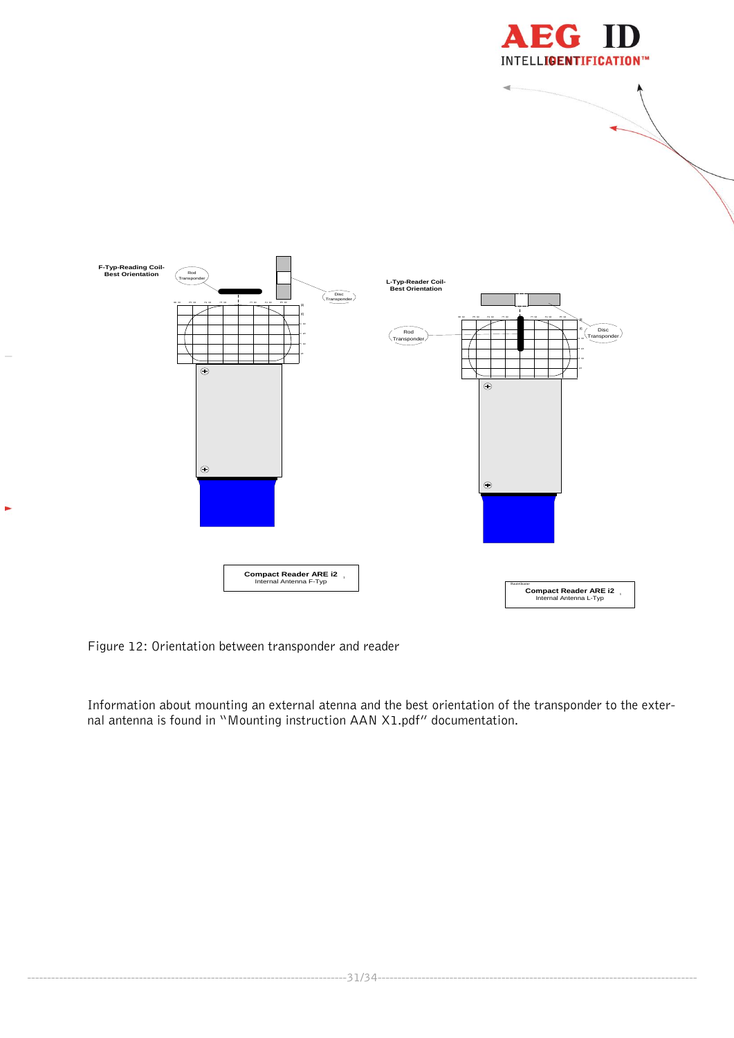F-Typ-Reading Coil-
Best Orientation

Rod Transponder

Disc Transponder

Compact Reader ARE i2
Internal Antenna F-Typ

L-Typ-Reader Coil-
Best Orientation

Rod Transponder

Disc Transponder

Compact Reader ARE i2
Internal Antenna L-Typ

Figure 12: Orientation between transponder and reader

Information about mounting an external atenna and the best orientation of the transponder to the external antenna is found in "Mounting instruction AAN X1.pdf" documentation.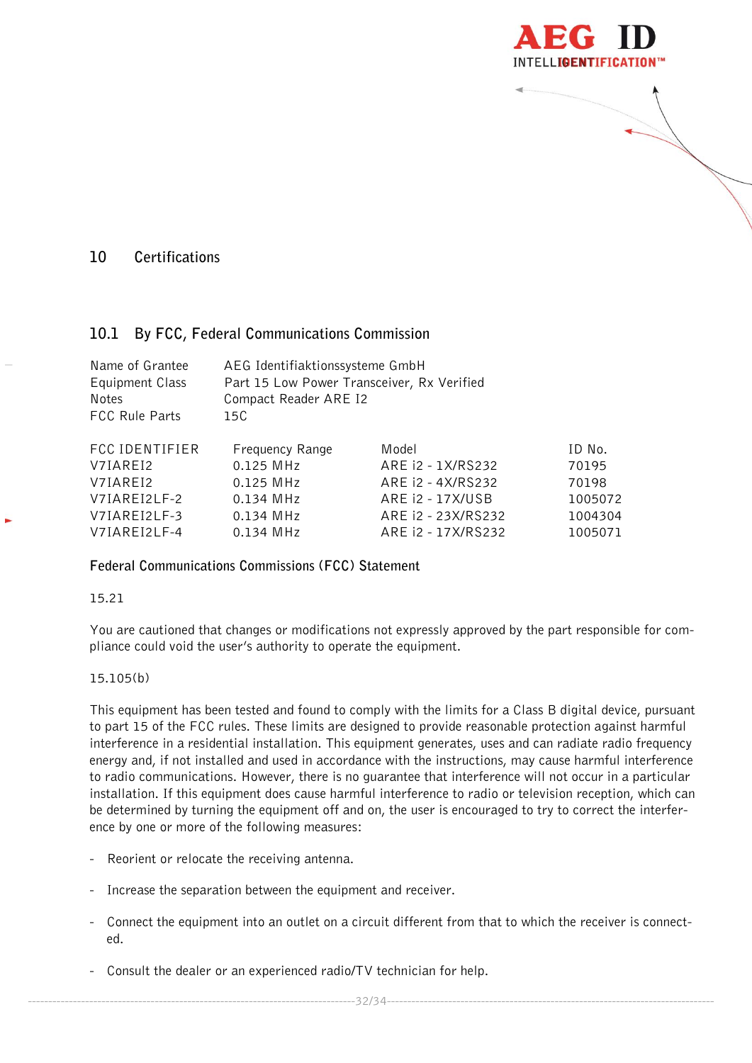# 10 Certifications

## 10.1 By FCC, Federal Communications Commission

| | |
|---|---|
| Name of Grantee | AEG Identifiaktionssysteme GmbH |
| Equipment Class | Part 15 Low Power Transceiver, Rx Verified |
| Notes | Compact Reader ARE I2 |
| FCC Rule Parts | 15C |

| FCC IDENTIFIER | Frequency Range | Model | ID No. |
|---|---|---|---|
| V7IAREI2 | 0.125 MHz | ARE i2 - 1X/RS232 | 70195 |
| V7IAREI2 | 0.125 MHz | ARE i2 - 4X/RS232 | 70198 |
| V7IAREI2LF-2 | 0.134 MHz | ARE i2 - 17X/USB | 1005072 |
| V7IAREI2LF-3 | 0.134 MHz | ARE i2 - 23X/RS232 | 1004304 |
| V7IAREI2LF-4 | 0.134 MHz | ARE i2 - 17X/RS232 | 1005071 |

**Federal Communications Commissions (FCC) Statement**

15.21

You are cautioned that changes or modifications not expressly approved by the part responsible for compliance could void the user's authority to operate the equipment.

15.105(b)

This equipment has been tested and found to comply with the limits for a Class B digital device, pursuant to part 15 of the FCC rules. These limits are designed to provide reasonable protection against harmful interference in a residential installation. This equipment generates, uses and can radiate radio frequency energy and, if not installed and used in accordance with the instructions, may cause harmful interference to radio communications. However, there is no guarantee that interference will not occur in a particular installation. If this equipment does cause harmful interference to radio or television reception, which can be determined by turning the equipment off and on, the user is encouraged to try to correct the interference by one or more of the following measures:

- Reorient or relocate the receiving antenna.
- Increase the separation between the equipment and receiver.
- Connect the equipment into an outlet on a circuit different from that to which the receiver is connected.
- Consult the dealer or an experienced radio/TV technician for help.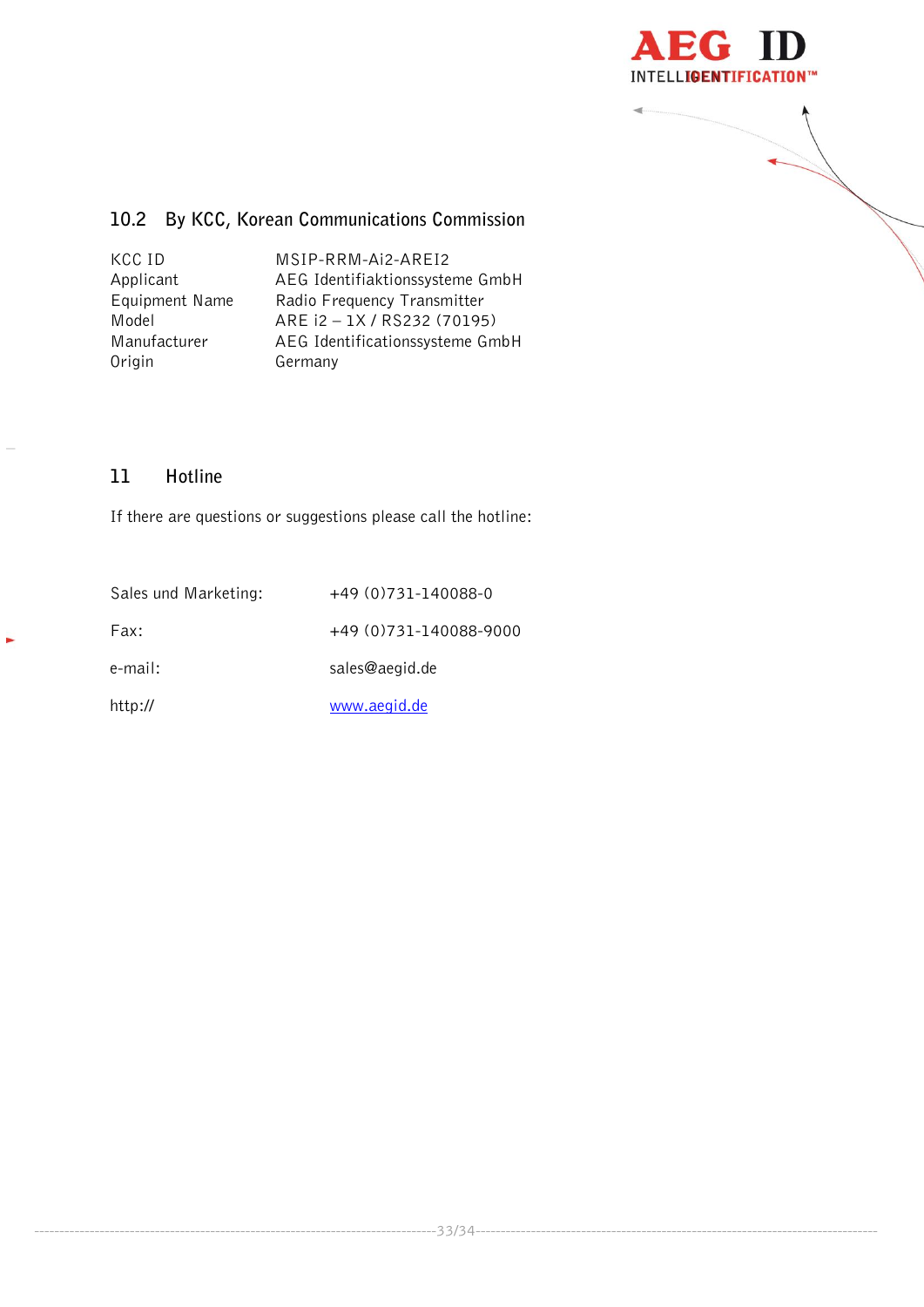## 10.2 By KCC, Korean Communications Commission

| | |
|---|---|
| KCC ID | MSIP-RRM-Ai2-AREI2 |
| Applicant | AEG Identifiaktionssysteme GmbH |
| Equipment Name | Radio Frequency Transmitter |
| Model | ARE i2 – 1X / RS232 (70195) |
| Manufacturer | AEG Identificationssysteme GmbH |
| Origin | Germany |

# 11 Hotline

If there are questions or suggestions please call the hotline:

| | |
|---|---|
| Sales und Marketing: | +49 (0)731-140088-0 |
| Fax: | +49 (0)731-140088-9000 |
| e-mail: | sales@aegid.de |
| http:// | www.aegid.de |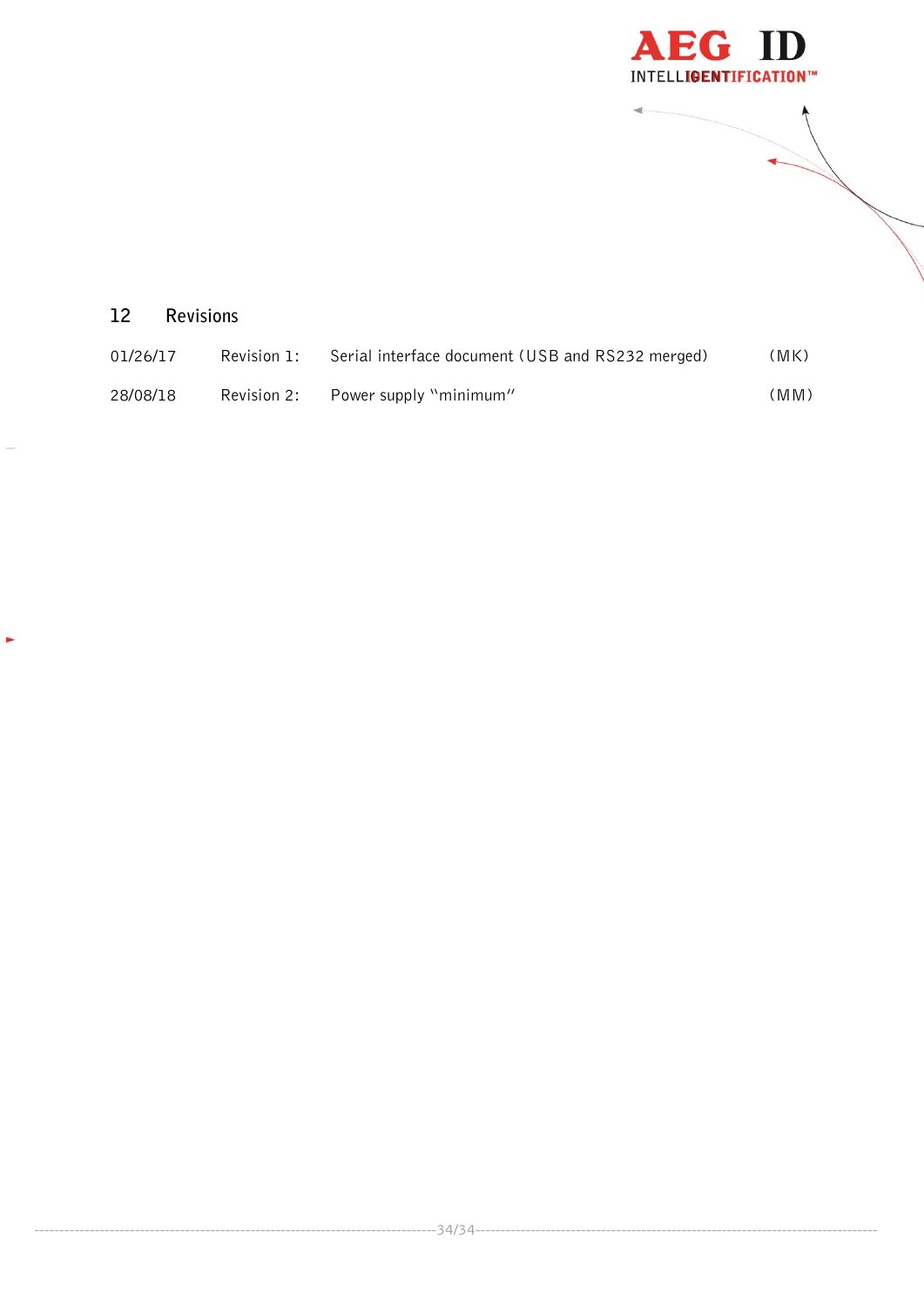## 12 Revisions

| | | | |
|---|---|---|---|
| 01/26/17 | Revision 1: | Serial interface document (USB and RS232 merged) | (MK) |
| 28/08/18 | Revision 2: | Power supply "minimum" | (MM) |